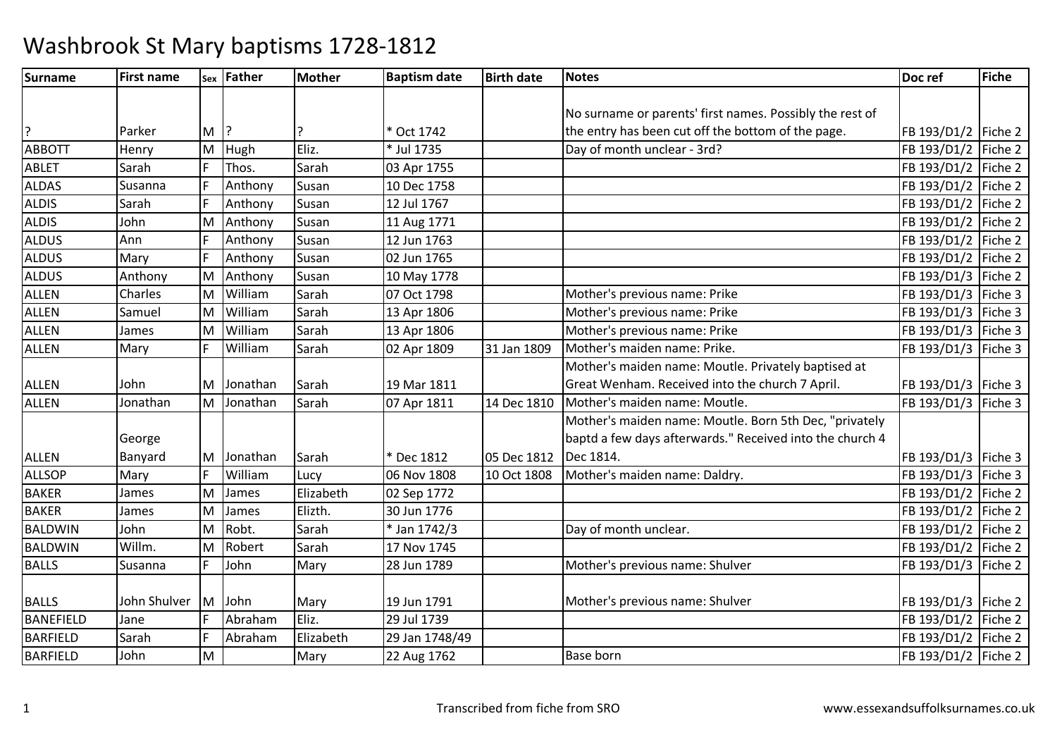# Washbrook St Mary baptisms 1728-1812

| Surname | First name | Sex | Father | Mother | Baptism date | Birth date | Notes | Doc ref | Fiche |
|---|---|---|---|---|---|---|---|---|---|
| ? | Parker | M | ? | ? | * Oct 1742 | | No surname or parents' first names. Possibly the rest of the entry has been cut off the bottom of the page. | FB 193/D1/2 | Fiche 2 |
| ABBOTT | Henry | M | Hugh | Eliz. | * Jul 1735 | | Day of month unclear - 3rd? | FB 193/D1/2 | Fiche 2 |
| ABLET | Sarah | F | Thos. | Sarah | 03 Apr 1755 | | | FB 193/D1/2 | Fiche 2 |
| ALDAS | Susanna | F | Anthony | Susan | 10 Dec 1758 | | | FB 193/D1/2 | Fiche 2 |
| ALDIS | Sarah | F | Anthony | Susan | 12 Jul 1767 | | | FB 193/D1/2 | Fiche 2 |
| ALDIS | John | M | Anthony | Susan | 11 Aug 1771 | | | FB 193/D1/2 | Fiche 2 |
| ALDUS | Ann | F | Anthony | Susan | 12 Jun 1763 | | | FB 193/D1/2 | Fiche 2 |
| ALDUS | Mary | F | Anthony | Susan | 02 Jun 1765 | | | FB 193/D1/2 | Fiche 2 |
| ALDUS | Anthony | M | Anthony | Susan | 10 May 1778 | | | FB 193/D1/3 | Fiche 2 |
| ALLEN | Charles | M | William | Sarah | 07 Oct 1798 | | Mother's previous name: Prike | FB 193/D1/3 | Fiche 3 |
| ALLEN | Samuel | M | William | Sarah | 13 Apr 1806 | | Mother's previous name: Prike | FB 193/D1/3 | Fiche 3 |
| ALLEN | James | M | William | Sarah | 13 Apr 1806 | | Mother's previous name: Prike | FB 193/D1/3 | Fiche 3 |
| ALLEN | Mary | F | William | Sarah | 02 Apr 1809 | 31 Jan 1809 | Mother's maiden name: Prike. | FB 193/D1/3 | Fiche 3 |
| ALLEN | John | M | Jonathan | Sarah | 19 Mar 1811 | | Mother's maiden name: Moutle. Privately baptised at Great Wenham. Received into the church 7 April. | FB 193/D1/3 | Fiche 3 |
| ALLEN | Jonathan | M | Jonathan | Sarah | 07 Apr 1811 | 14 Dec 1810 | Mother's maiden name: Moutle. | FB 193/D1/3 | Fiche 3 |
| ALLEN | George Banyard | M | Jonathan | Sarah | * Dec 1812 | 05 Dec 1812 | Mother's maiden name: Moutle. Born 5th Dec, "privately baptd a few days afterwards." Received into the church 4 Dec 1814. | FB 193/D1/3 | Fiche 3 |
| ALLSOP | Mary | F | William | Lucy | 06 Nov 1808 | 10 Oct 1808 | Mother's maiden name: Daldry. | FB 193/D1/3 | Fiche 3 |
| BAKER | James | M | James | Elizabeth | 02 Sep 1772 | | | FB 193/D1/2 | Fiche 2 |
| BAKER | James | M | James | Elizth. | 30 Jun 1776 | | | FB 193/D1/2 | Fiche 2 |
| BALDWIN | John | M | Robt. | Sarah | * Jan 1742/3 | | Day of month unclear. | FB 193/D1/2 | Fiche 2 |
| BALDWIN | Willm. | M | Robert | Sarah | 17 Nov 1745 | | | FB 193/D1/2 | Fiche 2 |
| BALLS | Susanna | F | John | Mary | 28 Jun 1789 | | Mother's previous name: Shulver | FB 193/D1/3 | Fiche 2 |
| BALLS | John Shulver | M | John | Mary | 19 Jun 1791 | | Mother's previous name: Shulver | FB 193/D1/3 | Fiche 2 |
| BANEFIELD | Jane | F | Abraham | Eliz. | 29 Jul 1739 | | | FB 193/D1/2 | Fiche 2 |
| BARFIELD | Sarah | F | Abraham | Elizabeth | 29 Jan 1748/49 | | | FB 193/D1/2 | Fiche 2 |
| BARFIELD | John | M | | Mary | 22 Aug 1762 | | Base born | FB 193/D1/2 | Fiche 2 |

Transcribed from fiche from SRO

www.essexandsuffolksurnames.co.uk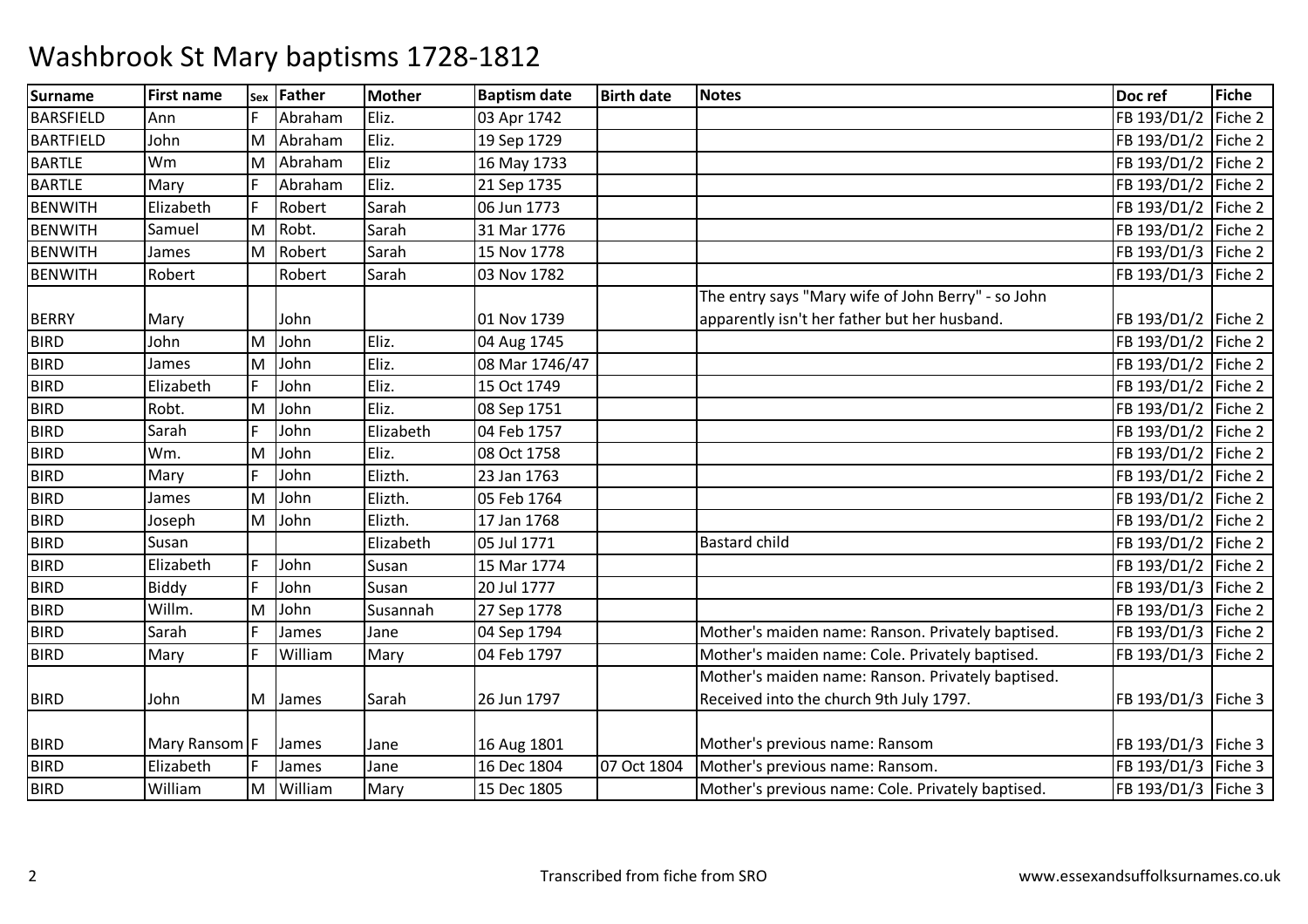# Washbrook St Mary baptisms 1728-1812

| Surname | First name | Sex | Father | Mother | Baptism date | Birth date | Notes | Doc ref | Fiche |
|---|---|---|---|---|---|---|---|---|---|
| BARSFIELD | Ann | F | Abraham | Eliz. | 03 Apr 1742 | | | FB 193/D1/2 | Fiche 2 |
| BARTFIELD | John | M | Abraham | Eliz. | 19 Sep 1729 | | | FB 193/D1/2 | Fiche 2 |
| BARTLE | Wm | M | Abraham | Eliz | 16 May 1733 | | | FB 193/D1/2 | Fiche 2 |
| BARTLE | Mary | F | Abraham | Eliz. | 21 Sep 1735 | | | FB 193/D1/2 | Fiche 2 |
| BENWITH | Elizabeth | F | Robert | Sarah | 06 Jun 1773 | | | FB 193/D1/2 | Fiche 2 |
| BENWITH | Samuel | M | Robt. | Sarah | 31 Mar 1776 | | | FB 193/D1/2 | Fiche 2 |
| BENWITH | James | M | Robert | Sarah | 15 Nov 1778 | | | FB 193/D1/3 | Fiche 2 |
| BENWITH | Robert | | Robert | Sarah | 03 Nov 1782 | | | FB 193/D1/3 | Fiche 2 |
| BERRY | Mary | | John | | 01 Nov 1739 | | The entry says "Mary wife of John Berry" - so John apparently isn't her father but her husband. | FB 193/D1/2 | Fiche 2 |
| BIRD | John | M | John | Eliz. | 04 Aug 1745 | | | FB 193/D1/2 | Fiche 2 |
| BIRD | James | M | John | Eliz. | 08 Mar 1746/47 | | | FB 193/D1/2 | Fiche 2 |
| BIRD | Elizabeth | F | John | Eliz. | 15 Oct 1749 | | | FB 193/D1/2 | Fiche 2 |
| BIRD | Robt. | M | John | Eliz. | 08 Sep 1751 | | | FB 193/D1/2 | Fiche 2 |
| BIRD | Sarah | F | John | Elizabeth | 04 Feb 1757 | | | FB 193/D1/2 | Fiche 2 |
| BIRD | Wm. | M | John | Eliz. | 08 Oct 1758 | | | FB 193/D1/2 | Fiche 2 |
| BIRD | Mary | F | John | Elizth. | 23 Jan 1763 | | | FB 193/D1/2 | Fiche 2 |
| BIRD | James | M | John | Elizth. | 05 Feb 1764 | | | FB 193/D1/2 | Fiche 2 |
| BIRD | Joseph | M | John | Elizth. | 17 Jan 1768 | | | FB 193/D1/2 | Fiche 2 |
| BIRD | Susan | | | Elizabeth | 05 Jul 1771 | | Bastard child | FB 193/D1/2 | Fiche 2 |
| BIRD | Elizabeth | F | John | Susan | 15 Mar 1774 | | | FB 193/D1/2 | Fiche 2 |
| BIRD | Biddy | F | John | Susan | 20 Jul 1777 | | | FB 193/D1/3 | Fiche 2 |
| BIRD | Willm. | M | John | Susannah | 27 Sep 1778 | | | FB 193/D1/3 | Fiche 2 |
| BIRD | Sarah | F | James | Jane | 04 Sep 1794 | | Mother's maiden name: Ranson. Privately baptised. | FB 193/D1/3 | Fiche 2 |
| BIRD | Mary | F | William | Mary | 04 Feb 1797 | | Mother's maiden name: Cole. Privately baptised. | FB 193/D1/3 | Fiche 2 |
| BIRD | John | M | James | Sarah | 26 Jun 1797 | | Mother's maiden name: Ranson. Privately baptised. Received into the church 9th July 1797. | FB 193/D1/3 | Fiche 3 |
| BIRD | Mary Ransom | F | James | Jane | 16 Aug 1801 | | Mother's previous name: Ransom | FB 193/D1/3 | Fiche 3 |
| BIRD | Elizabeth | F | James | Jane | 16 Dec 1804 | 07 Oct 1804 | Mother's previous name: Ransom. | FB 193/D1/3 | Fiche 3 |
| BIRD | William | M | William | Mary | 15 Dec 1805 | | Mother's previous name: Cole. Privately baptised. | FB 193/D1/3 | Fiche 3 |

Transcribed from fiche from SRO

www.essexandsuffolksurnames.co.uk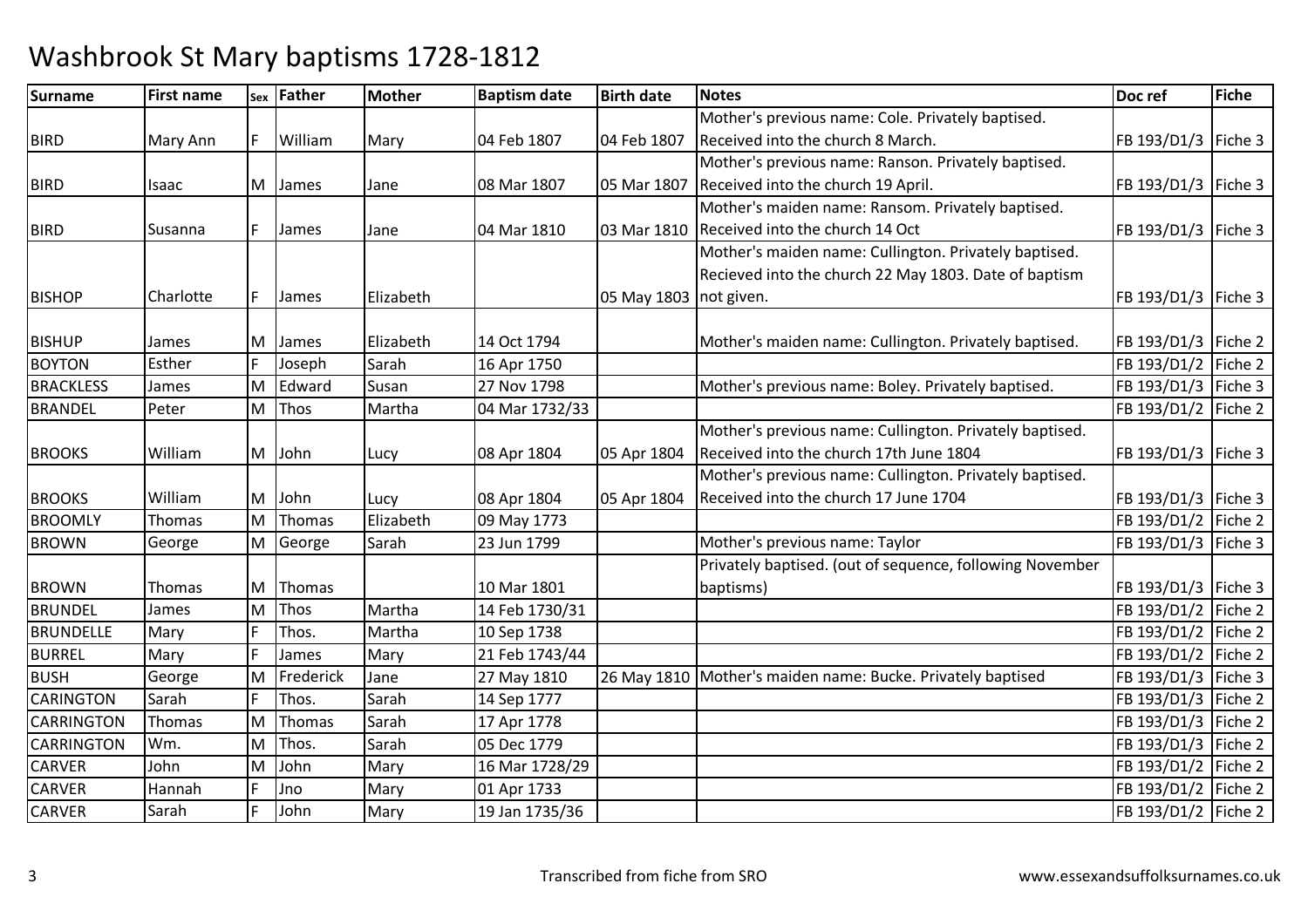# Washbrook St Mary baptisms 1728-1812

| Surname | First name | Sex | Father | Mother | Baptism date | Birth date | Notes | Doc ref | Fiche |
|---|---|---|---|---|---|---|---|---|---|
| BIRD | Mary Ann | F | William | Mary | 04 Feb 1807 | 04 Feb 1807 | Mother's previous name: Cole. Privately baptised. Received into the church 8 March. | FB 193/D1/3 | Fiche 3 |
| BIRD | Isaac | M | James | Jane | 08 Mar 1807 | 05 Mar 1807 | Mother's previous name: Ranson. Privately baptised. Received into the church 19 April. | FB 193/D1/3 | Fiche 3 |
| BIRD | Susanna | F | James | Jane | 04 Mar 1810 | 03 Mar 1810 | Mother's maiden name: Ransom. Privately baptised. Received into the church 14 Oct | FB 193/D1/3 | Fiche 3 |
| BISHOP | Charlotte | F | James | Elizabeth | | 05 May 1803 | Mother's maiden name: Cullington. Privately baptised. Recieved into the church 22 May 1803. Date of baptism not given. | FB 193/D1/3 | Fiche 3 |
| BISHUP | James | M | James | Elizabeth | 14 Oct 1794 | | Mother's maiden name: Cullington. Privately baptised. | FB 193/D1/3 | Fiche 2 |
| BOYTON | Esther | F | Joseph | Sarah | 16 Apr 1750 | | | FB 193/D1/2 | Fiche 2 |
| BRACKLESS | James | M | Edward | Susan | 27 Nov 1798 | | Mother's previous name: Boley. Privately baptised. | FB 193/D1/3 | Fiche 3 |
| BRANDEL | Peter | M | Thos | Martha | 04 Mar 1732/33 | | | FB 193/D1/2 | Fiche 2 |
| BROOKS | William | M | John | Lucy | 08 Apr 1804 | 05 Apr 1804 | Mother's previous name: Cullington. Privately baptised. Received into the church 17th June 1804 | FB 193/D1/3 | Fiche 3 |
| BROOKS | William | M | John | Lucy | 08 Apr 1804 | 05 Apr 1804 | Mother's previous name: Cullington. Privately baptised. Received into the church 17 June 1704 | FB 193/D1/3 | Fiche 3 |
| BROOMLY | Thomas | M | Thomas | Elizabeth | 09 May 1773 | | | FB 193/D1/2 | Fiche 2 |
| BROWN | George | M | George | Sarah | 23 Jun 1799 | | Mother's previous name: Taylor | FB 193/D1/3 | Fiche 3 |
| BROWN | Thomas | M | Thomas | | 10 Mar 1801 | | Privately baptised. (out of sequence, following November baptisms) | FB 193/D1/3 | Fiche 3 |
| BRUNDEL | James | M | Thos | Martha | 14 Feb 1730/31 | | | FB 193/D1/2 | Fiche 2 |
| BRUNDELLE | Mary | F | Thos. | Martha | 10 Sep 1738 | | | FB 193/D1/2 | Fiche 2 |
| BURREL | Mary | F | James | Mary | 21 Feb 1743/44 | | | FB 193/D1/2 | Fiche 2 |
| BUSH | George | M | Frederick | Jane | 27 May 1810 | 26 May 1810 | Mother's maiden name: Bucke. Privately baptised | FB 193/D1/3 | Fiche 3 |
| CARINGTON | Sarah | F | Thos. | Sarah | 14 Sep 1777 | | | FB 193/D1/3 | Fiche 2 |
| CARRINGTON | Thomas | M | Thomas | Sarah | 17 Apr 1778 | | | FB 193/D1/3 | Fiche 2 |
| CARRINGTON | Wm. | M | Thos. | Sarah | 05 Dec 1779 | | | FB 193/D1/3 | Fiche 2 |
| CARVER | John | M | John | Mary | 16 Mar 1728/29 | | | FB 193/D1/2 | Fiche 2 |
| CARVER | Hannah | F | Jno | Mary | 01 Apr 1733 | | | FB 193/D1/2 | Fiche 2 |
| CARVER | Sarah | F | John | Mary | 19 Jan 1735/36 | | | FB 193/D1/2 | Fiche 2 |

Transcribed from fiche from SRO

www.essexandsuffolksurnames.co.uk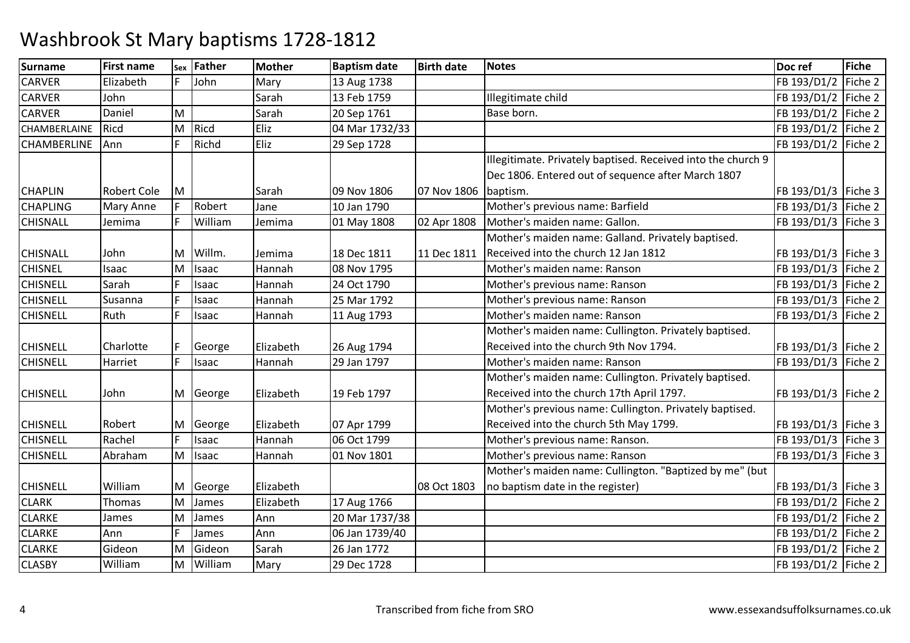# Washbrook St Mary baptisms 1728-1812

| Surname | First name | Sex | Father | Mother | Baptism date | Birth date | Notes | Doc ref | Fiche |
|---|---|---|---|---|---|---|---|---|---|
| CARVER | Elizabeth | F | John | Mary | 13 Aug 1738 | | | FB 193/D1/2 | Fiche 2 |
| CARVER | John | | | Sarah | 13 Feb 1759 | | Illegitimate child | FB 193/D1/2 | Fiche 2 |
| CARVER | Daniel | M | | Sarah | 20 Sep 1761 | | Base born. | FB 193/D1/2 | Fiche 2 |
| CHAMBERLAINE | Ricd | M | Ricd | Eliz | 04 Mar 1732/33 | | | FB 193/D1/2 | Fiche 2 |
| CHAMBERLINE | Ann | F | Richd | Eliz | 29 Sep 1728 | | | FB 193/D1/2 | Fiche 2 |
| CHAPLIN | Robert Cole | M | | Sarah | 09 Nov 1806 | 07 Nov 1806 | Illegitimate. Privately baptised. Received into the church 9 Dec 1806. Entered out of sequence after March 1807 baptism. | FB 193/D1/3 | Fiche 3 |
| CHAPLING | Mary Anne | F | Robert | Jane | 10 Jan 1790 | | Mother's previous name: Barfield | FB 193/D1/3 | Fiche 2 |
| CHISNALL | Jemima | F | William | Jemima | 01 May 1808 | 02 Apr 1808 | Mother's maiden name: Gallon. | FB 193/D1/3 | Fiche 3 |
| CHISNALL | John | M | Willm. | Jemima | 18 Dec 1811 | 11 Dec 1811 | Mother's maiden name: Galland. Privately baptised. Received into the church 12 Jan 1812 | FB 193/D1/3 | Fiche 3 |
| CHISNEL | Isaac | M | Isaac | Hannah | 08 Nov 1795 | | Mother's maiden name: Ranson | FB 193/D1/3 | Fiche 2 |
| CHISNELL | Sarah | F | Isaac | Hannah | 24 Oct 1790 | | Mother's previous name: Ranson | FB 193/D1/3 | Fiche 2 |
| CHISNELL | Susanna | F | Isaac | Hannah | 25 Mar 1792 | | Mother's previous name: Ranson | FB 193/D1/3 | Fiche 2 |
| CHISNELL | Ruth | F | Isaac | Hannah | 11 Aug 1793 | | Mother's maiden name: Ranson | FB 193/D1/3 | Fiche 2 |
| CHISNELL | Charlotte | F | George | Elizabeth | 26 Aug 1794 | | Mother's maiden name: Cullington. Privately baptised. Received into the church 9th Nov 1794. | FB 193/D1/3 | Fiche 2 |
| CHISNELL | Harriet | F | Isaac | Hannah | 29 Jan 1797 | | Mother's maiden name: Ranson | FB 193/D1/3 | Fiche 2 |
| CHISNELL | John | M | George | Elizabeth | 19 Feb 1797 | | Mother's maiden name: Cullington. Privately baptised. Received into the church 17th April 1797. | FB 193/D1/3 | Fiche 2 |
| CHISNELL | Robert | M | George | Elizabeth | 07 Apr 1799 | | Mother's previous name: Cullington. Privately baptised. Received into the church 5th May 1799. | FB 193/D1/3 | Fiche 3 |
| CHISNELL | Rachel | F | Isaac | Hannah | 06 Oct 1799 | | Mother's previous name: Ranson. | FB 193/D1/3 | Fiche 3 |
| CHISNELL | Abraham | M | Isaac | Hannah | 01 Nov 1801 | | Mother's previous name: Ranson | FB 193/D1/3 | Fiche 3 |
| CHISNELL | William | M | George | Elizabeth | | 08 Oct 1803 | Mother's maiden name: Cullington. "Baptized by me" (but no baptism date in the register) | FB 193/D1/3 | Fiche 3 |
| CLARK | Thomas | M | James | Elizabeth | 17 Aug 1766 | | | FB 193/D1/2 | Fiche 2 |
| CLARKE | James | M | James | Ann | 20 Mar 1737/38 | | | FB 193/D1/2 | Fiche 2 |
| CLARKE | Ann | F | James | Ann | 06 Jan 1739/40 | | | FB 193/D1/2 | Fiche 2 |
| CLARKE | Gideon | M | Gideon | Sarah | 26 Jan 1772 | | | FB 193/D1/2 | Fiche 2 |
| CLASBY | William | M | William | Mary | 29 Dec 1728 | | | FB 193/D1/2 | Fiche 2 |

Transcribed from fiche from SRO

www.essexandsuffolksurnames.co.uk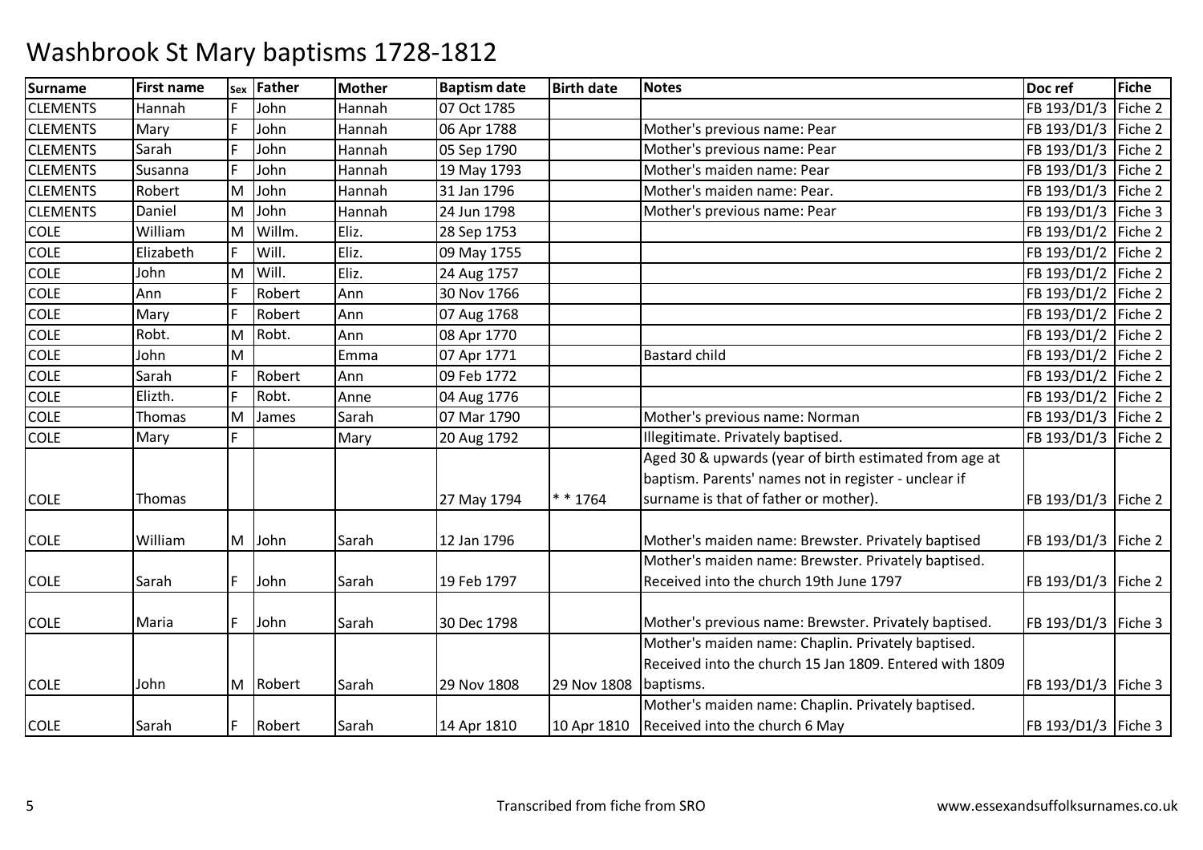# Washbrook St Mary baptisms 1728-1812

| Surname | First name | Sex | Father | Mother | Baptism date | Birth date | Notes | Doc ref | Fiche |
|---|---|---|---|---|---|---|---|---|---|
| CLEMENTS | Hannah | F | John | Hannah | 07 Oct 1785 | | | FB 193/D1/3 | Fiche 2 |
| CLEMENTS | Mary | F | John | Hannah | 06 Apr 1788 | | Mother's previous name: Pear | FB 193/D1/3 | Fiche 2 |
| CLEMENTS | Sarah | F | John | Hannah | 05 Sep 1790 | | Mother's previous name: Pear | FB 193/D1/3 | Fiche 2 |
| CLEMENTS | Susanna | F | John | Hannah | 19 May 1793 | | Mother's maiden name: Pear | FB 193/D1/3 | Fiche 2 |
| CLEMENTS | Robert | M | John | Hannah | 31 Jan 1796 | | Mother's maiden name: Pear. | FB 193/D1/3 | Fiche 2 |
| CLEMENTS | Daniel | M | John | Hannah | 24 Jun 1798 | | Mother's previous name: Pear | FB 193/D1/3 | Fiche 3 |
| COLE | William | M | Willm. | Eliz. | 28 Sep 1753 | | | FB 193/D1/2 | Fiche 2 |
| COLE | Elizabeth | F | Will. | Eliz. | 09 May 1755 | | | FB 193/D1/2 | Fiche 2 |
| COLE | John | M | Will. | Eliz. | 24 Aug 1757 | | | FB 193/D1/2 | Fiche 2 |
| COLE | Ann | F | Robert | Ann | 30 Nov 1766 | | | FB 193/D1/2 | Fiche 2 |
| COLE | Mary | F | Robert | Ann | 07 Aug 1768 | | | FB 193/D1/2 | Fiche 2 |
| COLE | Robt. | M | Robt. | Ann | 08 Apr 1770 | | | FB 193/D1/2 | Fiche 2 |
| COLE | John | M | | Emma | 07 Apr 1771 | | Bastard child | FB 193/D1/2 | Fiche 2 |
| COLE | Sarah | F | Robert | Ann | 09 Feb 1772 | | | FB 193/D1/2 | Fiche 2 |
| COLE | Elizth. | F | Robt. | Anne | 04 Aug 1776 | | | FB 193/D1/2 | Fiche 2 |
| COLE | Thomas | M | James | Sarah | 07 Mar 1790 | | Mother's previous name: Norman | FB 193/D1/3 | Fiche 2 |
| COLE | Mary | F | | Mary | 20 Aug 1792 | | Illegitimate. Privately baptised. | FB 193/D1/3 | Fiche 2 |
| COLE | Thomas | | | | 27 May 1794 | * * 1764 | Aged 30 & upwards (year of birth estimated from age at baptism. Parents' names not in register - unclear if surname is that of father or mother). | FB 193/D1/3 | Fiche 2 |
| COLE | William | M | John | Sarah | 12 Jan 1796 | | Mother's maiden name: Brewster. Privately baptised | FB 193/D1/3 | Fiche 2 |
| COLE | Sarah | F | John | Sarah | 19 Feb 1797 | | Mother's maiden name: Brewster. Privately baptised. Received into the church 19th June 1797 | FB 193/D1/3 | Fiche 2 |
| COLE | Maria | F | John | Sarah | 30 Dec 1798 | | Mother's previous name: Brewster. Privately baptised. | FB 193/D1/3 | Fiche 3 |
| COLE | John | M | Robert | Sarah | 29 Nov 1808 | 29 Nov 1808 | Mother's maiden name: Chaplin. Privately baptised. Received into the church 15 Jan 1809. Entered with 1809 baptisms. | FB 193/D1/3 | Fiche 3 |
| COLE | Sarah | F | Robert | Sarah | 14 Apr 1810 | 10 Apr 1810 | Mother's maiden name: Chaplin. Privately baptised. Received into the church 6 May | FB 193/D1/3 | Fiche 3 |

Transcribed from fiche from SRO

www.essexandsuffolksurnames.co.uk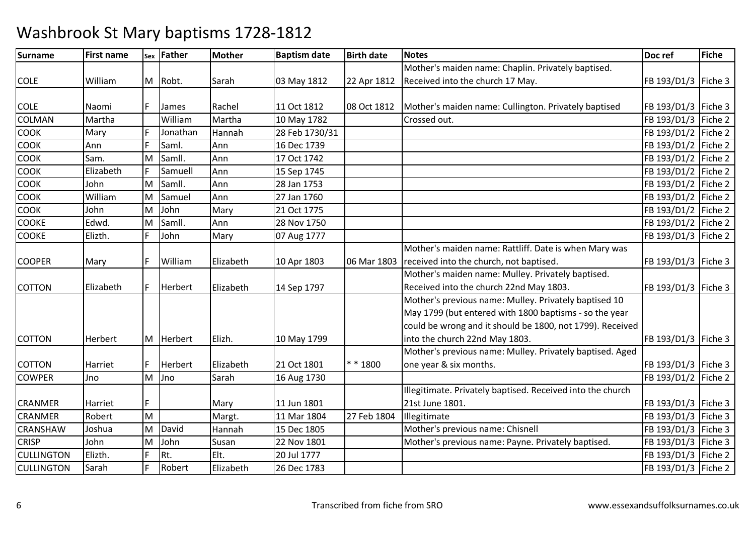# Washbrook St Mary baptisms 1728-1812

| Surname | First name | Sex | Father | Mother | Baptism date | Birth date | Notes | Doc ref | Fiche |
|---|---|---|---|---|---|---|---|---|---|
| COLE | William | M | Robt. | Sarah | 03 May 1812 | 22 Apr 1812 | Mother's maiden name: Chaplin. Privately baptised. Received into the church 17 May. | FB 193/D1/3 | Fiche 3 |
| COLE | Naomi | F | James | Rachel | 11 Oct 1812 | 08 Oct 1812 | Mother's maiden name: Cullington. Privately baptised | FB 193/D1/3 | Fiche 3 |
| COLMAN | Martha | | William | Martha | 10 May 1782 | | Crossed out. | FB 193/D1/3 | Fiche 2 |
| COOK | Mary | F | Jonathan | Hannah | 28 Feb 1730/31 | | | FB 193/D1/2 | Fiche 2 |
| COOK | Ann | F | Saml. | Ann | 16 Dec 1739 | | | FB 193/D1/2 | Fiche 2 |
| COOK | Sam. | M | Samll. | Ann | 17 Oct 1742 | | | FB 193/D1/2 | Fiche 2 |
| COOK | Elizabeth | F | Samuell | Ann | 15 Sep 1745 | | | FB 193/D1/2 | Fiche 2 |
| COOK | John | M | Samll. | Ann | 28 Jan 1753 | | | FB 193/D1/2 | Fiche 2 |
| COOK | William | M | Samuel | Ann | 27 Jan 1760 | | | FB 193/D1/2 | Fiche 2 |
| COOK | John | M | John | Mary | 21 Oct 1775 | | | FB 193/D1/2 | Fiche 2 |
| COOKE | Edwd. | M | Samll. | Ann | 28 Nov 1750 | | | FB 193/D1/2 | Fiche 2 |
| COOKE | Elizth. | F | John | Mary | 07 Aug 1777 | | | FB 193/D1/3 | Fiche 2 |
| COOPER | Mary | F | William | Elizabeth | 10 Apr 1803 | 06 Mar 1803 | Mother's maiden name: Rattliff. Date is when Mary was received into the church, not baptised. | FB 193/D1/3 | Fiche 3 |
| COTTON | Elizabeth | F | Herbert | Elizabeth | 14 Sep 1797 | | Mother's maiden name: Mulley. Privately baptised. Received into the church 22nd May 1803. | FB 193/D1/3 | Fiche 3 |
| COTTON | Herbert | M | Herbert | Elizh. | 10 May 1799 | | Mother's previous name: Mulley. Privately baptised 10 May 1799 (but entered with 1800 baptisms - so the year could be wrong and it should be 1800, not 1799). Received into the church 22nd May 1803. | FB 193/D1/3 | Fiche 3 |
| COTTON | Harriet | F | Herbert | Elizabeth | 21 Oct 1801 | * * 1800 | Mother's previous name: Mulley. Privately baptised. Aged one year & six months. | FB 193/D1/3 | Fiche 3 |
| COWPER | Jno | M | Jno | Sarah | 16 Aug 1730 | | | FB 193/D1/2 | Fiche 2 |
| CRANMER | Harriet | F | | Mary | 11 Jun 1801 | | Illegitimate. Privately baptised. Received into the church 21st June 1801. | FB 193/D1/3 | Fiche 3 |
| CRANMER | Robert | M | | Margt. | 11 Mar 1804 | 27 Feb 1804 | Illegitimate | FB 193/D1/3 | Fiche 3 |
| CRANSHAW | Joshua | M | David | Hannah | 15 Dec 1805 | | Mother's previous name: Chisnell | FB 193/D1/3 | Fiche 3 |
| CRISP | John | M | John | Susan | 22 Nov 1801 | | Mother's previous name: Payne. Privately baptised. | FB 193/D1/3 | Fiche 3 |
| CULLINGTON | Elizth. | F | Rt. | Elt. | 20 Jul 1777 | | | FB 193/D1/3 | Fiche 2 |
| CULLINGTON | Sarah | F | Robert | Elizabeth | 26 Dec 1783 | | | FB 193/D1/3 | Fiche 2 |

Transcribed from fiche from SRO                www.essexandsuffolksurnames.co.uk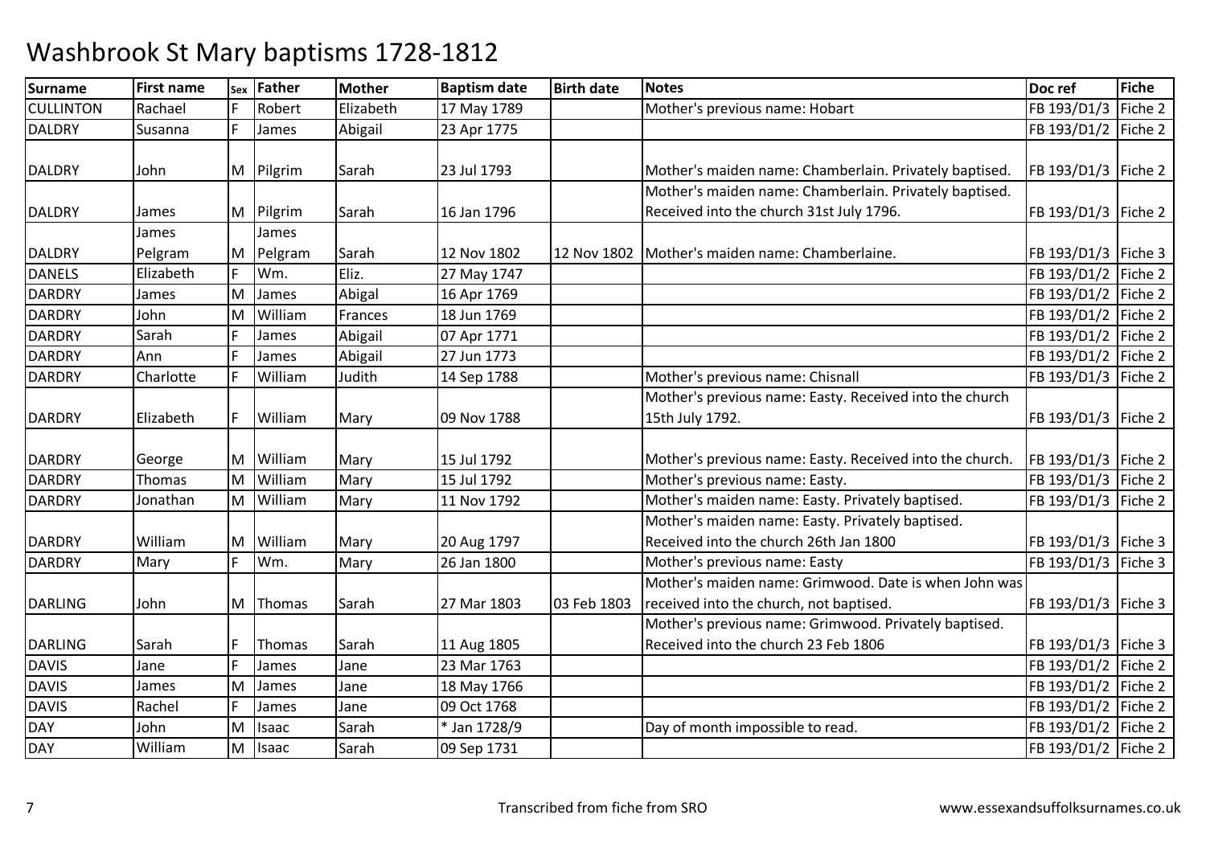# Washbrook St Mary baptisms 1728-1812

| Surname | First name | Sex | Father | Mother | Baptism date | Birth date | Notes | Doc ref | Fiche |
|---|---|---|---|---|---|---|---|---|---|
| CULLINTON | Rachael | F | Robert | Elizabeth | 17 May 1789 | | Mother's previous name: Hobart | FB 193/D1/3 | Fiche 2 |
| DALDRY | Susanna | F | James | Abigail | 23 Apr 1775 | | | FB 193/D1/2 | Fiche 2 |
| DALDRY | John | M | Pilgrim | Sarah | 23 Jul 1793 | | Mother's maiden name: Chamberlain. Privately baptised. | FB 193/D1/3 | Fiche 2 |
| DALDRY | James | M | Pilgrim | Sarah | 16 Jan 1796 | | Mother's maiden name: Chamberlain. Privately baptised. Received into the church 31st July 1796. | FB 193/D1/3 | Fiche 2 |
| DALDRY | James Pelgram | M | James Pelgram | Sarah | 12 Nov 1802 | 12 Nov 1802 | Mother's maiden name: Chamberlaine. | FB 193/D1/3 | Fiche 3 |
| DANELS | Elizabeth | F | Wm. | Eliz. | 27 May 1747 | | | FB 193/D1/2 | Fiche 2 |
| DARDRY | James | M | James | Abigal | 16 Apr 1769 | | | FB 193/D1/2 | Fiche 2 |
| DARDRY | John | M | William | Frances | 18 Jun 1769 | | | FB 193/D1/2 | Fiche 2 |
| DARDRY | Sarah | F | James | Abigail | 07 Apr 1771 | | | FB 193/D1/2 | Fiche 2 |
| DARDRY | Ann | F | James | Abigail | 27 Jun 1773 | | | FB 193/D1/2 | Fiche 2 |
| DARDRY | Charlotte | F | William | Judith | 14 Sep 1788 | | Mother's previous name: Chisnall | FB 193/D1/3 | Fiche 2 |
| DARDRY | Elizabeth | F | William | Mary | 09 Nov 1788 | | Mother's previous name: Easty. Received into the church 15th July 1792. | FB 193/D1/3 | Fiche 2 |
| DARDRY | George | M | William | Mary | 15 Jul 1792 | | Mother's previous name: Easty. Received into the church. | FB 193/D1/3 | Fiche 2 |
| DARDRY | Thomas | M | William | Mary | 15 Jul 1792 | | Mother's previous name: Easty. | FB 193/D1/3 | Fiche 2 |
| DARDRY | Jonathan | M | William | Mary | 11 Nov 1792 | | Mother's maiden name: Easty. Privately baptised. | FB 193/D1/3 | Fiche 2 |
| DARDRY | William | M | William | Mary | 20 Aug 1797 | | Mother's maiden name: Easty. Privately baptised. Received into the church 26th Jan 1800 | FB 193/D1/3 | Fiche 3 |
| DARDRY | Mary | F | Wm. | Mary | 26 Jan 1800 | | Mother's previous name: Easty | FB 193/D1/3 | Fiche 3 |
| DARLING | John | M | Thomas | Sarah | 27 Mar 1803 | 03 Feb 1803 | Mother's maiden name: Grimwood. Date is when John was received into the church, not baptised. | FB 193/D1/3 | Fiche 3 |
| DARLING | Sarah | F | Thomas | Sarah | 11 Aug 1805 | | Mother's previous name: Grimwood. Privately baptised. Received into the church 23 Feb 1806 | FB 193/D1/3 | Fiche 3 |
| DAVIS | Jane | F | James | Jane | 23 Mar 1763 | | | FB 193/D1/2 | Fiche 2 |
| DAVIS | James | M | James | Jane | 18 May 1766 | | | FB 193/D1/2 | Fiche 2 |
| DAVIS | Rachel | F | James | Jane | 09 Oct 1768 | | | FB 193/D1/2 | Fiche 2 |
| DAY | John | M | Isaac | Sarah | * Jan 1728/9 | | Day of month impossible to read. | FB 193/D1/2 | Fiche 2 |
| DAY | William | M | Isaac | Sarah | 09 Sep 1731 | | | FB 193/D1/2 | Fiche 2 |

Transcribed from fiche from SRO

www.essexandsuffolksurnames.co.uk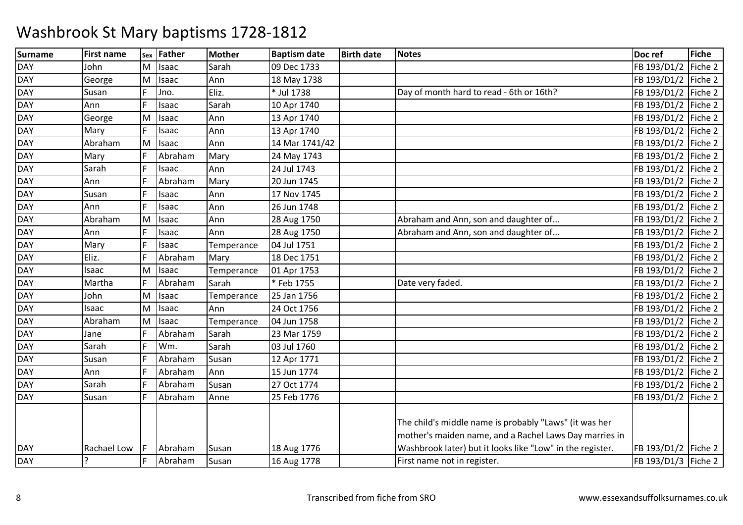# Washbrook St Mary baptisms 1728-1812

| Surname | First name | Sex | Father | Mother | Baptism date | Birth date | Notes | Doc ref | Fiche |
|---|---|---|---|---|---|---|---|---|---|
| DAY | John | M | Isaac | Sarah | 09 Dec 1733 | | | FB 193/D1/2 | Fiche 2 |
| DAY | George | M | Isaac | Ann | 18 May 1738 | | | FB 193/D1/2 | Fiche 2 |
| DAY | Susan | F | Jno. | Eliz. | * Jul 1738 | | Day of month hard to read - 6th or 16th? | FB 193/D1/2 | Fiche 2 |
| DAY | Ann | F | Isaac | Sarah | 10 Apr 1740 | | | FB 193/D1/2 | Fiche 2 |
| DAY | George | M | Isaac | Ann | 13 Apr 1740 | | | FB 193/D1/2 | Fiche 2 |
| DAY | Mary | F | Isaac | Ann | 13 Apr 1740 | | | FB 193/D1/2 | Fiche 2 |
| DAY | Abraham | M | Isaac | Ann | 14 Mar 1741/42 | | | FB 193/D1/2 | Fiche 2 |
| DAY | Mary | F | Abraham | Mary | 24 May 1743 | | | FB 193/D1/2 | Fiche 2 |
| DAY | Sarah | F | Isaac | Ann | 24 Jul 1743 | | | FB 193/D1/2 | Fiche 2 |
| DAY | Ann | F | Abraham | Mary | 20 Jun 1745 | | | FB 193/D1/2 | Fiche 2 |
| DAY | Susan | F | Isaac | Ann | 17 Nov 1745 | | | FB 193/D1/2 | Fiche 2 |
| DAY | Ann | F | Isaac | Ann | 26 Jun 1748 | | | FB 193/D1/2 | Fiche 2 |
| DAY | Abraham | M | Isaac | Ann | 28 Aug 1750 | | Abraham and Ann, son and daughter of... | FB 193/D1/2 | Fiche 2 |
| DAY | Ann | F | Isaac | Ann | 28 Aug 1750 | | Abraham and Ann, son and daughter of... | FB 193/D1/2 | Fiche 2 |
| DAY | Mary | F | Isaac | Temperance | 04 Jul 1751 | | | FB 193/D1/2 | Fiche 2 |
| DAY | Eliz. | F | Abraham | Mary | 18 Dec 1751 | | | FB 193/D1/2 | Fiche 2 |
| DAY | Isaac | M | Isaac | Temperance | 01 Apr 1753 | | | FB 193/D1/2 | Fiche 2 |
| DAY | Martha | F | Abraham | Sarah | * Feb 1755 | | Date very faded. | FB 193/D1/2 | Fiche 2 |
| DAY | John | M | Isaac | Temperance | 25 Jan 1756 | | | FB 193/D1/2 | Fiche 2 |
| DAY | Isaac | M | Isaac | Ann | 24 Oct 1756 | | | FB 193/D1/2 | Fiche 2 |
| DAY | Abraham | M | Isaac | Temperance | 04 Jun 1758 | | | FB 193/D1/2 | Fiche 2 |
| DAY | Jane | F | Abraham | Sarah | 23 Mar 1759 | | | FB 193/D1/2 | Fiche 2 |
| DAY | Sarah | F | Wm. | Sarah | 03 Jul 1760 | | | FB 193/D1/2 | Fiche 2 |
| DAY | Susan | F | Abraham | Susan | 12 Apr 1771 | | | FB 193/D1/2 | Fiche 2 |
| DAY | Ann | F | Abraham | Ann | 15 Jun 1774 | | | FB 193/D1/2 | Fiche 2 |
| DAY | Sarah | F | Abraham | Susan | 27 Oct 1774 | | | FB 193/D1/2 | Fiche 2 |
| DAY | Susan | F | Abraham | Anne | 25 Feb 1776 | | | FB 193/D1/2 | Fiche 2 |
| DAY | Rachael Low | F | Abraham | Susan | 18 Aug 1776 | | The child's middle name is probably "Laws" (it was her mother's maiden name, and a Rachel Laws Day marries in Washbrook later) but it looks like "Low" in the register. | FB 193/D1/2 | Fiche 2 |
| DAY | ? | F | Abraham | Susan | 16 Aug 1778 | | First name not in register. | FB 193/D1/3 | Fiche 2 |

Transcribed from fiche from SRO

www.essexandsuffolksurnames.co.uk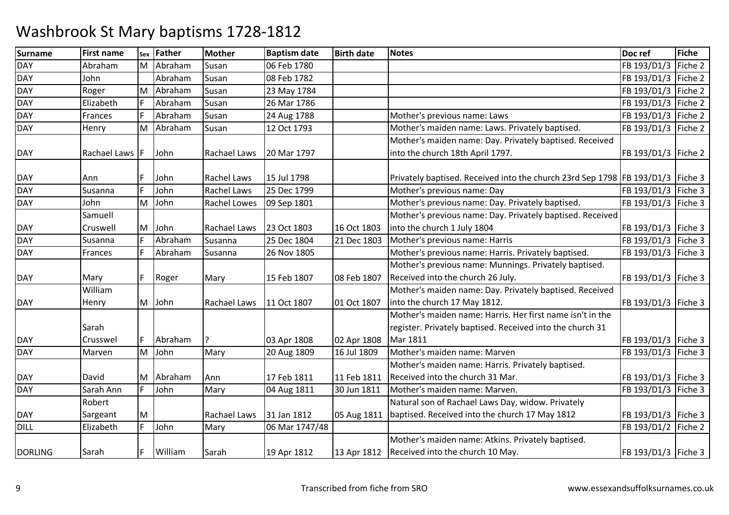# Washbrook St Mary baptisms 1728-1812

| Surname | First name | Sex | Father | Mother | Baptism date | Birth date | Notes | Doc ref | Fiche |
|---|---|---|---|---|---|---|---|---|---|
| DAY | Abraham | M | Abraham | Susan | 06 Feb 1780 | | | FB 193/D1/3 | Fiche 2 |
| DAY | John | | Abraham | Susan | 08 Feb 1782 | | | FB 193/D1/3 | Fiche 2 |
| DAY | Roger | M | Abraham | Susan | 23 May 1784 | | | FB 193/D1/3 | Fiche 2 |
| DAY | Elizabeth | F | Abraham | Susan | 26 Mar 1786 | | | FB 193/D1/3 | Fiche 2 |
| DAY | Frances | F | Abraham | Susan | 24 Aug 1788 | | Mother's previous name: Laws | FB 193/D1/3 | Fiche 2 |
| DAY | Henry | M | Abraham | Susan | 12 Oct 1793 | | Mother's maiden name: Laws. Privately baptised. | FB 193/D1/3 | Fiche 2 |
| DAY | Rachael Laws | F | John | Rachael Laws | 20 Mar 1797 | | Mother's maiden name: Day. Privately baptised. Received into the church 18th April 1797. | FB 193/D1/3 | Fiche 2 |
| DAY | Ann | F | John | Rachel Laws | 15 Jul 1798 | | Privately baptised. Received into the church 23rd Sep 1798 | FB 193/D1/3 | Fiche 3 |
| DAY | Susanna | F | John | Rachel Laws | 25 Dec 1799 | | Mother's previous name: Day | FB 193/D1/3 | Fiche 3 |
| DAY | John | M | John | Rachel Lowes | 09 Sep 1801 | | Mother's previous name: Day. Privately baptised. | FB 193/D1/3 | Fiche 3 |
| DAY | Samuell Cruswell | M | John | Rachael Laws | 23 Oct 1803 | 16 Oct 1803 | Mother's previous name: Day. Privately baptised. Received into the church 1 July 1804 | FB 193/D1/3 | Fiche 3 |
| DAY | Susanna | F | Abraham | Susanna | 25 Dec 1804 | 21 Dec 1803 | Mother's previous name: Harris | FB 193/D1/3 | Fiche 3 |
| DAY | Frances | F | Abraham | Susanna | 26 Nov 1805 | | Mother's previous name: Harris. Privately baptised. | FB 193/D1/3 | Fiche 3 |
| DAY | Mary | F | Roger | Mary | 15 Feb 1807 | 08 Feb 1807 | Mother's previous name: Munnings. Privately baptised. Received into the church 26 July. | FB 193/D1/3 | Fiche 3 |
| DAY | William Henry | M | John | Rachael Laws | 11 Oct 1807 | 01 Oct 1807 | Mother's maiden name: Day. Privately baptised. Received into the church 17 May 1812. | FB 193/D1/3 | Fiche 3 |
| DAY | Sarah Crusswel | F | Abraham | ? | 03 Apr 1808 | 02 Apr 1808 | Mother's maiden name: Harris. Her first name isn't in the register. Privately baptised. Received into the church 31 Mar 1811 | FB 193/D1/3 | Fiche 3 |
| DAY | Marven | M | John | Mary | 20 Aug 1809 | 16 Jul 1809 | Mother's maiden name: Marven | FB 193/D1/3 | Fiche 3 |
| DAY | David | M | Abraham | Ann | 17 Feb 1811 | 11 Feb 1811 | Mother's maiden name: Harris. Privately baptised. Received into the church 31 Mar. | FB 193/D1/3 | Fiche 3 |
| DAY | Sarah Ann | F | John | Mary | 04 Aug 1811 | 30 Jun 1811 | Mother's maiden name: Marven. | FB 193/D1/3 | Fiche 3 |
| DAY | Robert Sargeant | M | | Rachael Laws | 31 Jan 1812 | 05 Aug 1811 | Natural son of Rachael Laws Day, widow. Privately baptised. Received into the church 17 May 1812 | FB 193/D1/3 | Fiche 3 |
| DILL | Elizabeth | F | John | Mary | 06 Mar 1747/48 | | | FB 193/D1/2 | Fiche 2 |
| DORLING | Sarah | F | William | Sarah | 19 Apr 1812 | 13 Apr 1812 | Mother's maiden name: Atkins. Privately baptised. Received into the church 10 May. | FB 193/D1/3 | Fiche 3 |

Transcribed from fiche from SRO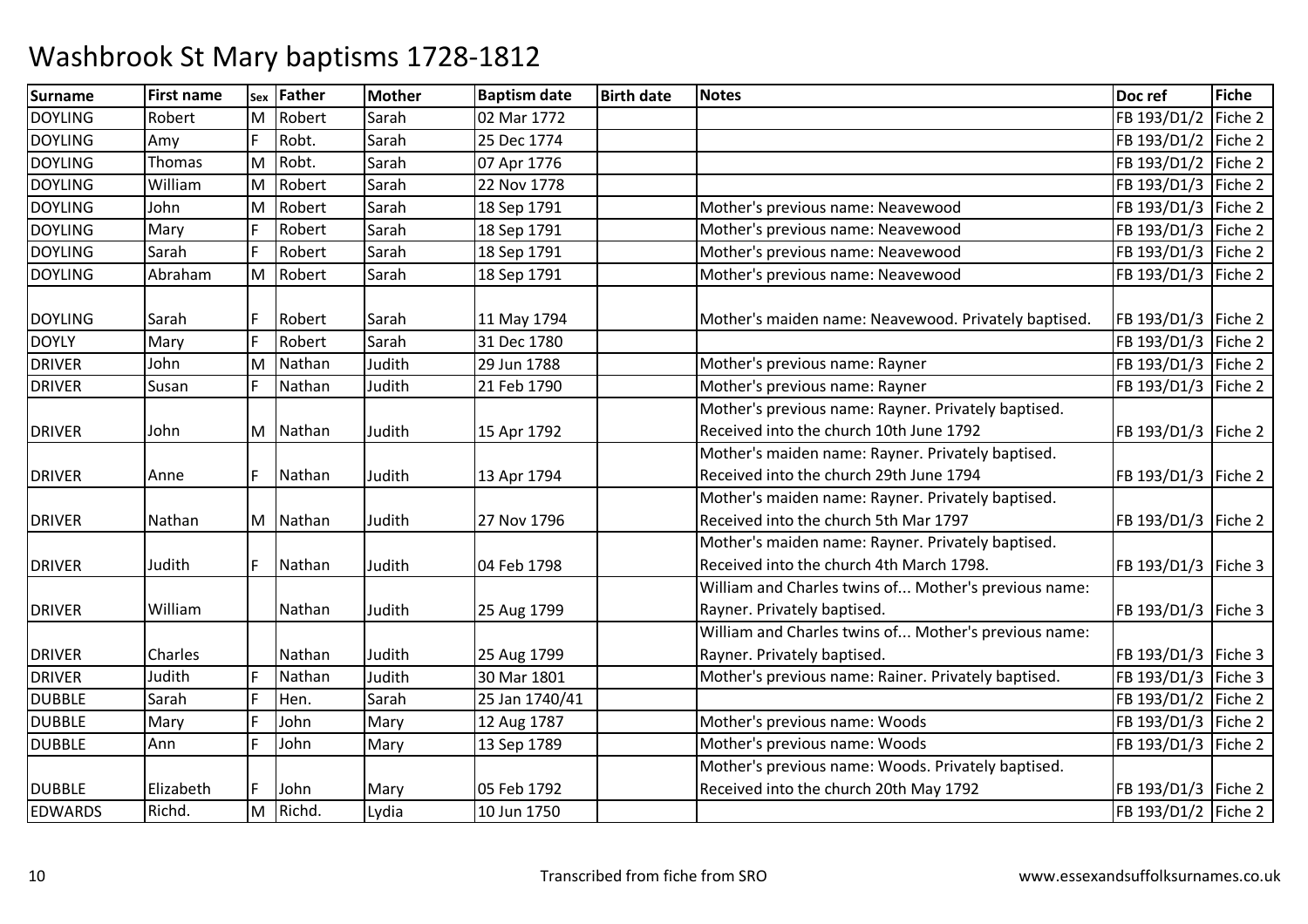# Washbrook St Mary baptisms 1728-1812

| Surname | First name | Sex | Father | Mother | Baptism date | Birth date | Notes | Doc ref | Fiche |
|---|---|---|---|---|---|---|---|---|---|
| DOYLING | Robert | M | Robert | Sarah | 02 Mar 1772 | | | FB 193/D1/2 | Fiche 2 |
| DOYLING | Amy | F | Robt. | Sarah | 25 Dec 1774 | | | FB 193/D1/2 | Fiche 2 |
| DOYLING | Thomas | M | Robt. | Sarah | 07 Apr 1776 | | | FB 193/D1/2 | Fiche 2 |
| DOYLING | William | M | Robert | Sarah | 22 Nov 1778 | | | FB 193/D1/3 | Fiche 2 |
| DOYLING | John | M | Robert | Sarah | 18 Sep 1791 | | Mother's previous name: Neavewood | FB 193/D1/3 | Fiche 2 |
| DOYLING | Mary | F | Robert | Sarah | 18 Sep 1791 | | Mother's previous name: Neavewood | FB 193/D1/3 | Fiche 2 |
| DOYLING | Sarah | F | Robert | Sarah | 18 Sep 1791 | | Mother's previous name: Neavewood | FB 193/D1/3 | Fiche 2 |
| DOYLING | Abraham | M | Robert | Sarah | 18 Sep 1791 | | Mother's previous name: Neavewood | FB 193/D1/3 | Fiche 2 |
| DOYLING | Sarah | F | Robert | Sarah | 11 May 1794 | | Mother's maiden name: Neavewood. Privately baptised. | FB 193/D1/3 | Fiche 2 |
| DOYLY | Mary | F | Robert | Sarah | 31 Dec 1780 | | | FB 193/D1/3 | Fiche 2 |
| DRIVER | John | M | Nathan | Judith | 29 Jun 1788 | | Mother's previous name: Rayner | FB 193/D1/3 | Fiche 2 |
| DRIVER | Susan | F | Nathan | Judith | 21 Feb 1790 | | Mother's previous name: Rayner | FB 193/D1/3 | Fiche 2 |
| DRIVER | John | M | Nathan | Judith | 15 Apr 1792 | | Mother's previous name: Rayner. Privately baptised. Received into the church 10th June 1792 | FB 193/D1/3 | Fiche 2 |
| DRIVER | Anne | F | Nathan | Judith | 13 Apr 1794 | | Mother's maiden name: Rayner. Privately baptised. Received into the church 29th June 1794 | FB 193/D1/3 | Fiche 2 |
| DRIVER | Nathan | M | Nathan | Judith | 27 Nov 1796 | | Mother's maiden name: Rayner. Privately baptised. Received into the church 5th Mar 1797 | FB 193/D1/3 | Fiche 2 |
| DRIVER | Judith | F | Nathan | Judith | 04 Feb 1798 | | Mother's maiden name: Rayner. Privately baptised. Received into the church 4th March 1798. | FB 193/D1/3 | Fiche 3 |
| DRIVER | William | | Nathan | Judith | 25 Aug 1799 | | William and Charles twins of... Mother's previous name: Rayner. Privately baptised. | FB 193/D1/3 | Fiche 3 |
| DRIVER | Charles | | Nathan | Judith | 25 Aug 1799 | | William and Charles twins of... Mother's previous name: Rayner. Privately baptised. | FB 193/D1/3 | Fiche 3 |
| DRIVER | Judith | F | Nathan | Judith | 30 Mar 1801 | | Mother's previous name: Rainer. Privately baptised. | FB 193/D1/3 | Fiche 3 |
| DUBBLE | Sarah | F | Hen. | Sarah | 25 Jan 1740/41 | | | FB 193/D1/2 | Fiche 2 |
| DUBBLE | Mary | F | John | Mary | 12 Aug 1787 | | Mother's previous name: Woods | FB 193/D1/3 | Fiche 2 |
| DUBBLE | Ann | F | John | Mary | 13 Sep 1789 | | Mother's previous name: Woods | FB 193/D1/3 | Fiche 2 |
| DUBBLE | Elizabeth | F | John | Mary | 05 Feb 1792 | | Mother's previous name: Woods. Privately baptised. Received into the church 20th May 1792 | FB 193/D1/3 | Fiche 2 |
| EDWARDS | Richd. | M | Richd. | Lydia | 10 Jun 1750 | | | FB 193/D1/2 | Fiche 2 |

Transcribed from fiche from SRO

www.essexandsuffolksurnames.co.uk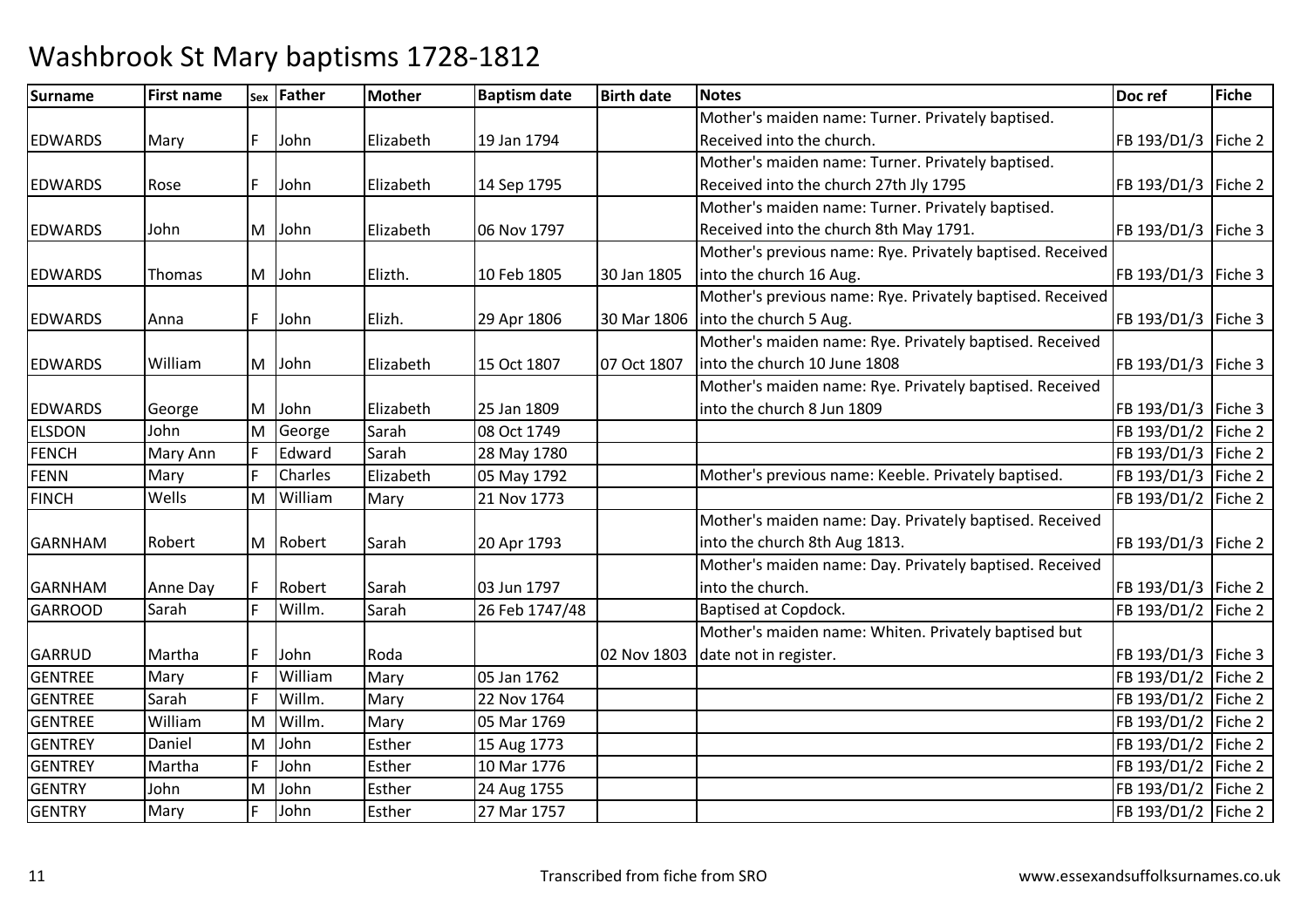# Washbrook St Mary baptisms 1728-1812

| Surname | First name | Sex | Father | Mother | Baptism date | Birth date | Notes | Doc ref | Fiche |
|---|---|---|---|---|---|---|---|---|---|
| EDWARDS | Mary | F | John | Elizabeth | 19 Jan 1794 | | Mother's maiden name: Turner. Privately baptised. Received into the church. | FB 193/D1/3 | Fiche 2 |
| EDWARDS | Rose | F | John | Elizabeth | 14 Sep 1795 | | Mother's maiden name: Turner. Privately baptised. Received into the church 27th Jly 1795 | FB 193/D1/3 | Fiche 2 |
| EDWARDS | John | M | John | Elizabeth | 06 Nov 1797 | | Mother's maiden name: Turner. Privately baptised. Received into the church 8th May 1791. | FB 193/D1/3 | Fiche 3 |
| EDWARDS | Thomas | M | John | Elizth. | 10 Feb 1805 | 30 Jan 1805 | Mother's previous name: Rye. Privately baptised. Received into the church 16 Aug. | FB 193/D1/3 | Fiche 3 |
| EDWARDS | Anna | F | John | Elizh. | 29 Apr 1806 | 30 Mar 1806 | Mother's previous name: Rye. Privately baptised. Received into the church 5 Aug. | FB 193/D1/3 | Fiche 3 |
| EDWARDS | William | M | John | Elizabeth | 15 Oct 1807 | 07 Oct 1807 | Mother's maiden name: Rye. Privately baptised. Received into the church 10 June 1808 | FB 193/D1/3 | Fiche 3 |
| EDWARDS | George | M | John | Elizabeth | 25 Jan 1809 | | Mother's maiden name: Rye. Privately baptised. Received into the church 8 Jun 1809 | FB 193/D1/3 | Fiche 3 |
| ELSDON | John | M | George | Sarah | 08 Oct 1749 | | | FB 193/D1/2 | Fiche 2 |
| FENCH | Mary Ann | F | Edward | Sarah | 28 May 1780 | | | FB 193/D1/3 | Fiche 2 |
| FENN | Mary | F | Charles | Elizabeth | 05 May 1792 | | Mother's previous name: Keeble. Privately baptised. | FB 193/D1/3 | Fiche 2 |
| FINCH | Wells | M | William | Mary | 21 Nov 1773 | | | FB 193/D1/2 | Fiche 2 |
| GARNHAM | Robert | M | Robert | Sarah | 20 Apr 1793 | | Mother's maiden name: Day. Privately baptised. Received into the church 8th Aug 1813. | FB 193/D1/3 | Fiche 2 |
| GARNHAM | Anne Day | F | Robert | Sarah | 03 Jun 1797 | | Mother's maiden name: Day. Privately baptised. Received into the church. | FB 193/D1/3 | Fiche 2 |
| GARROOD | Sarah | F | Willm. | Sarah | 26 Feb 1747/48 | | Baptised at Copdock. | FB 193/D1/2 | Fiche 2 |
| GARRUD | Martha | F | John | Roda | | 02 Nov 1803 | Mother's maiden name: Whiten. Privately baptised but date not in register. | FB 193/D1/3 | Fiche 3 |
| GENTREE | Mary | F | William | Mary | 05 Jan 1762 | | | FB 193/D1/2 | Fiche 2 |
| GENTREE | Sarah | F | Willm. | Mary | 22 Nov 1764 | | | FB 193/D1/2 | Fiche 2 |
| GENTREE | William | M | Willm. | Mary | 05 Mar 1769 | | | FB 193/D1/2 | Fiche 2 |
| GENTREY | Daniel | M | John | Esther | 15 Aug 1773 | | | FB 193/D1/2 | Fiche 2 |
| GENTREY | Martha | F | John | Esther | 10 Mar 1776 | | | FB 193/D1/2 | Fiche 2 |
| GENTRY | John | M | John | Esther | 24 Aug 1755 | | | FB 193/D1/2 | Fiche 2 |
| GENTRY | Mary | F | John | Esther | 27 Mar 1757 | | | FB 193/D1/2 | Fiche 2 |

Transcribed from fiche from SRO www.essexandsuffolksurnames.co.uk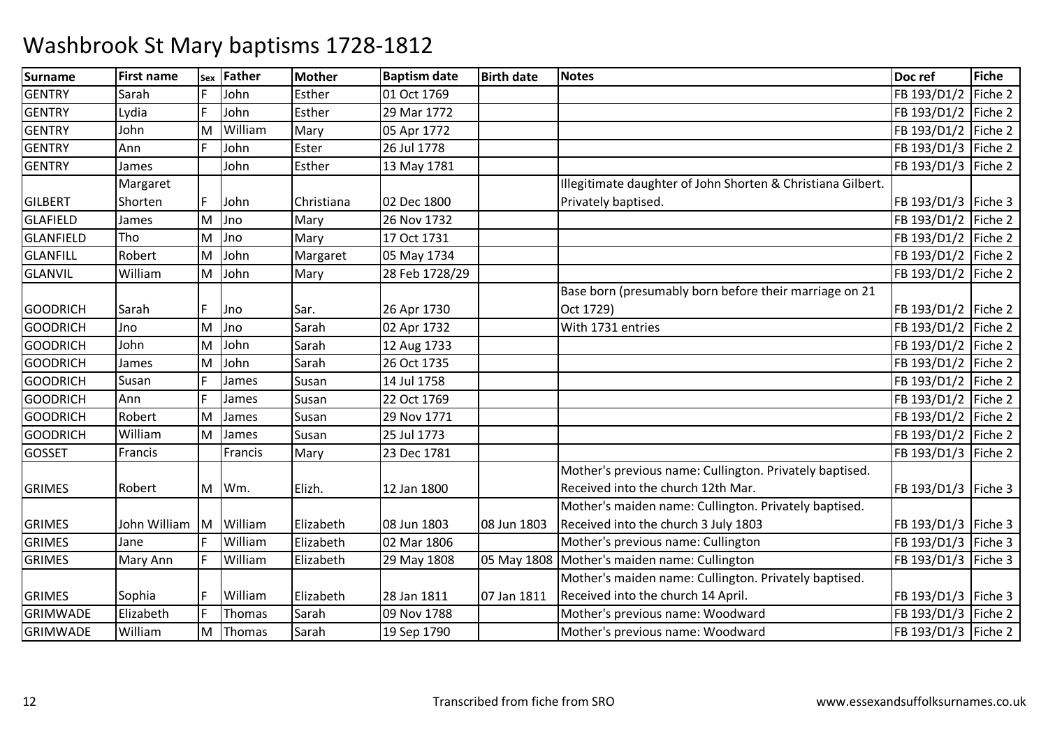# Washbrook St Mary baptisms 1728-1812

| Surname | First name | Sex | Father | Mother | Baptism date | Birth date | Notes | Doc ref | Fiche |
|---|---|---|---|---|---|---|---|---|---|
| GENTRY | Sarah | F | John | Esther | 01 Oct 1769 | | | FB 193/D1/2 | Fiche 2 |
| GENTRY | Lydia | F | John | Esther | 29 Mar 1772 | | | FB 193/D1/2 | Fiche 2 |
| GENTRY | John | M | William | Mary | 05 Apr 1772 | | | FB 193/D1/2 | Fiche 2 |
| GENTRY | Ann | F | John | Ester | 26 Jul 1778 | | | FB 193/D1/3 | Fiche 2 |
| GENTRY | James | | John | Esther | 13 May 1781 | | | FB 193/D1/3 | Fiche 2 |
| GILBERT | Margaret Shorten | F | John | Christiana | 02 Dec 1800 | | Illegitimate daughter of John Shorten & Christiana Gilbert. Privately baptised. | FB 193/D1/3 | Fiche 3 |
| GLAFIELD | James | M | Jno | Mary | 26 Nov 1732 | | | FB 193/D1/2 | Fiche 2 |
| GLANFIELD | Tho | M | Jno | Mary | 17 Oct 1731 | | | FB 193/D1/2 | Fiche 2 |
| GLANFILL | Robert | M | John | Margaret | 05 May 1734 | | | FB 193/D1/2 | Fiche 2 |
| GLANVIL | William | M | John | Mary | 28 Feb 1728/29 | | | FB 193/D1/2 | Fiche 2 |
| GOODRICH | Sarah | F | Jno | Sar. | 26 Apr 1730 | | Base born (presumably born before their marriage on 21 Oct 1729) | FB 193/D1/2 | Fiche 2 |
| GOODRICH | Jno | M | Jno | Sarah | 02 Apr 1732 | | With 1731 entries | FB 193/D1/2 | Fiche 2 |
| GOODRICH | John | M | John | Sarah | 12 Aug 1733 | | | FB 193/D1/2 | Fiche 2 |
| GOODRICH | James | M | John | Sarah | 26 Oct 1735 | | | FB 193/D1/2 | Fiche 2 |
| GOODRICH | Susan | F | James | Susan | 14 Jul 1758 | | | FB 193/D1/2 | Fiche 2 |
| GOODRICH | Ann | F | James | Susan | 22 Oct 1769 | | | FB 193/D1/2 | Fiche 2 |
| GOODRICH | Robert | M | James | Susan | 29 Nov 1771 | | | FB 193/D1/2 | Fiche 2 |
| GOODRICH | William | M | James | Susan | 25 Jul 1773 | | | FB 193/D1/2 | Fiche 2 |
| GOSSET | Francis | | Francis | Mary | 23 Dec 1781 | | | FB 193/D1/3 | Fiche 2 |
| GRIMES | Robert | M | Wm. | Elizh. | 12 Jan 1800 | | Mother's previous name: Cullington. Privately baptised. Received into the church 12th Mar. | FB 193/D1/3 | Fiche 3 |
| GRIMES | John William | M | William | Elizabeth | 08 Jun 1803 | 08 Jun 1803 | Mother's maiden name: Cullington. Privately baptised. Received into the church 3 July 1803 | FB 193/D1/3 | Fiche 3 |
| GRIMES | Jane | F | William | Elizabeth | 02 Mar 1806 | | Mother's previous name: Cullington | FB 193/D1/3 | Fiche 3 |
| GRIMES | Mary Ann | F | William | Elizabeth | 29 May 1808 | 05 May 1808 | Mother's maiden name: Cullington | FB 193/D1/3 | Fiche 3 |
| GRIMES | Sophia | F | William | Elizabeth | 28 Jan 1811 | 07 Jan 1811 | Mother's maiden name: Cullington. Privately baptised. Received into the church 14 April. | FB 193/D1/3 | Fiche 3 |
| GRIMWADE | Elizabeth | F | Thomas | Sarah | 09 Nov 1788 | | Mother's previous name: Woodward | FB 193/D1/3 | Fiche 2 |
| GRIMWADE | William | M | Thomas | Sarah | 19 Sep 1790 | | Mother's previous name: Woodward | FB 193/D1/3 | Fiche 2 |

Transcribed from fiche from SRO www.essexandsuffolksurnames.co.uk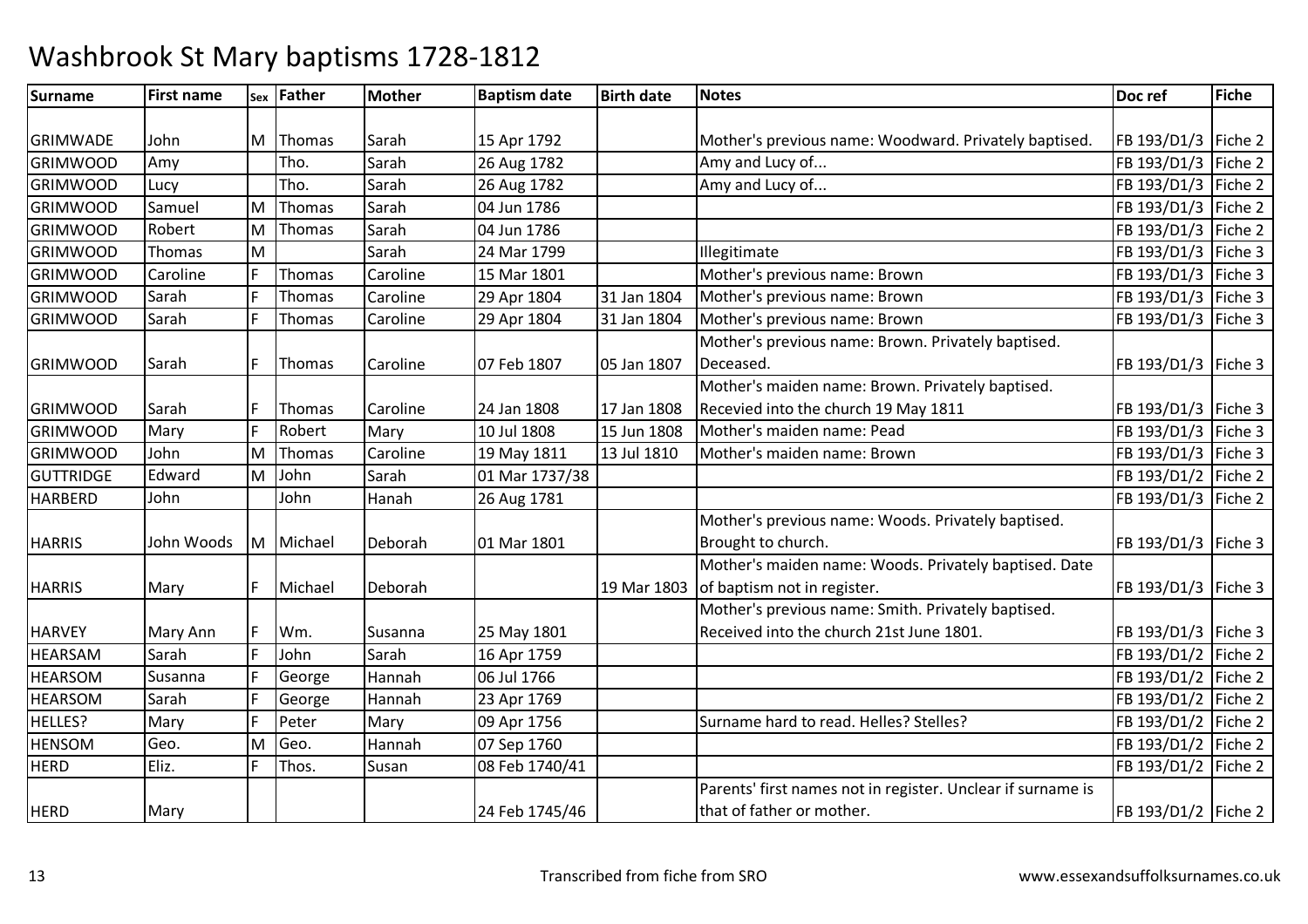# Washbrook St Mary baptisms 1728-1812

| Surname | First name | Sex | Father | Mother | Baptism date | Birth date | Notes | Doc ref | Fiche |
|---|---|---|---|---|---|---|---|---|---|
| GRIMWADE | John | M | Thomas | Sarah | 15 Apr 1792 | | Mother's previous name: Woodward. Privately baptised. | FB 193/D1/3 | Fiche 2 |
| GRIMWOOD | Amy | | Tho. | Sarah | 26 Aug 1782 | | Amy and Lucy of... | FB 193/D1/3 | Fiche 2 |
| GRIMWOOD | Lucy | | Tho. | Sarah | 26 Aug 1782 | | Amy and Lucy of... | FB 193/D1/3 | Fiche 2 |
| GRIMWOOD | Samuel | M | Thomas | Sarah | 04 Jun 1786 | | | FB 193/D1/3 | Fiche 2 |
| GRIMWOOD | Robert | M | Thomas | Sarah | 04 Jun 1786 | | | FB 193/D1/3 | Fiche 2 |
| GRIMWOOD | Thomas | M | | Sarah | 24 Mar 1799 | | Illegitimate | FB 193/D1/3 | Fiche 3 |
| GRIMWOOD | Caroline | F | Thomas | Caroline | 15 Mar 1801 | | Mother's previous name: Brown | FB 193/D1/3 | Fiche 3 |
| GRIMWOOD | Sarah | F | Thomas | Caroline | 29 Apr 1804 | 31 Jan 1804 | Mother's previous name: Brown | FB 193/D1/3 | Fiche 3 |
| GRIMWOOD | Sarah | F | Thomas | Caroline | 29 Apr 1804 | 31 Jan 1804 | Mother's previous name: Brown | FB 193/D1/3 | Fiche 3 |
| GRIMWOOD | Sarah | F | Thomas | Caroline | 07 Feb 1807 | 05 Jan 1807 | Mother's previous name: Brown. Privately baptised. Deceased. | FB 193/D1/3 | Fiche 3 |
| GRIMWOOD | Sarah | F | Thomas | Caroline | 24 Jan 1808 | 17 Jan 1808 | Mother's maiden name: Brown. Privately baptised. Recevied into the church 19 May 1811 | FB 193/D1/3 | Fiche 3 |
| GRIMWOOD | Mary | F | Robert | Mary | 10 Jul 1808 | 15 Jun 1808 | Mother's maiden name: Pead | FB 193/D1/3 | Fiche 3 |
| GRIMWOOD | John | M | Thomas | Caroline | 19 May 1811 | 13 Jul 1810 | Mother's maiden name: Brown | FB 193/D1/3 | Fiche 3 |
| GUTTRIDGE | Edward | M | John | Sarah | 01 Mar 1737/38 | | | FB 193/D1/2 | Fiche 2 |
| HARBERD | John | | John | Hanah | 26 Aug 1781 | | | FB 193/D1/3 | Fiche 2 |
| HARRIS | John Woods | M | Michael | Deborah | 01 Mar 1801 | | Mother's previous name: Woods. Privately baptised. Brought to church. | FB 193/D1/3 | Fiche 3 |
| HARRIS | Mary | F | Michael | Deborah | | 19 Mar 1803 | Mother's maiden name: Woods. Privately baptised. Date of baptism not in register. | FB 193/D1/3 | Fiche 3 |
| HARVEY | Mary Ann | F | Wm. | Susanna | 25 May 1801 | | Mother's previous name: Smith. Privately baptised. Received into the church 21st June 1801. | FB 193/D1/3 | Fiche 3 |
| HEARSAM | Sarah | F | John | Sarah | 16 Apr 1759 | | | FB 193/D1/2 | Fiche 2 |
| HEARSOM | Susanna | F | George | Hannah | 06 Jul 1766 | | | FB 193/D1/2 | Fiche 2 |
| HEARSOM | Sarah | F | George | Hannah | 23 Apr 1769 | | | FB 193/D1/2 | Fiche 2 |
| HELLES? | Mary | F | Peter | Mary | 09 Apr 1756 | | Surname hard to read. Helles? Stelles? | FB 193/D1/2 | Fiche 2 |
| HENSOM | Geo. | M | Geo. | Hannah | 07 Sep 1760 | | | FB 193/D1/2 | Fiche 2 |
| HERD | Eliz. | F | Thos. | Susan | 08 Feb 1740/41 | | | FB 193/D1/2 | Fiche 2 |
| HERD | Mary | | | | 24 Feb 1745/46 | | Parents' first names not in register. Unclear if surname is that of father or mother. | FB 193/D1/2 | Fiche 2 |

Transcribed from fiche from SRO

www.essexandsuffolksurnames.co.uk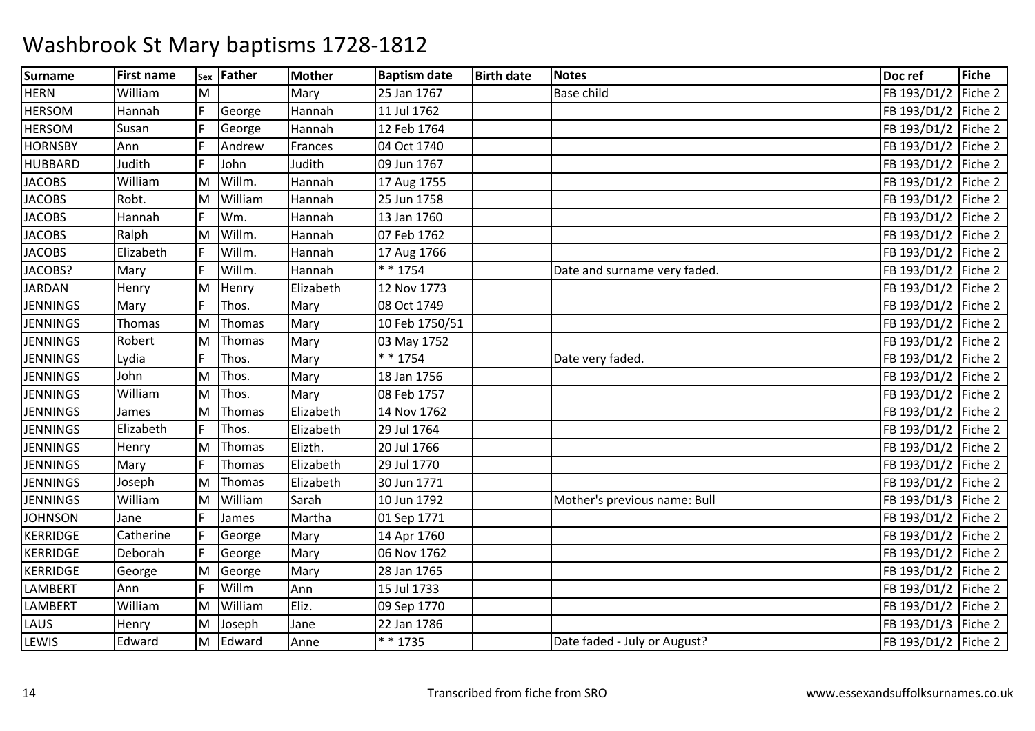# Washbrook St Mary baptisms 1728-1812

| Surname | First name | Sex | Father | Mother | Baptism date | Birth date | Notes | Doc ref | Fiche |
|---|---|---|---|---|---|---|---|---|---|
| HERN | William | M | | Mary | 25 Jan 1767 | | Base child | FB 193/D1/2 | Fiche 2 |
| HERSOM | Hannah | F | George | Hannah | 11 Jul 1762 | | | FB 193/D1/2 | Fiche 2 |
| HERSOM | Susan | F | George | Hannah | 12 Feb 1764 | | | FB 193/D1/2 | Fiche 2 |
| HORNSBY | Ann | F | Andrew | Frances | 04 Oct 1740 | | | FB 193/D1/2 | Fiche 2 |
| HUBBARD | Judith | F | John | Judith | 09 Jun 1767 | | | FB 193/D1/2 | Fiche 2 |
| JACOBS | William | M | Willm. | Hannah | 17 Aug 1755 | | | FB 193/D1/2 | Fiche 2 |
| JACOBS | Robt. | M | William | Hannah | 25 Jun 1758 | | | FB 193/D1/2 | Fiche 2 |
| JACOBS | Hannah | F | Wm. | Hannah | 13 Jan 1760 | | | FB 193/D1/2 | Fiche 2 |
| JACOBS | Ralph | M | Willm. | Hannah | 07 Feb 1762 | | | FB 193/D1/2 | Fiche 2 |
| JACOBS | Elizabeth | F | Willm. | Hannah | 17 Aug 1766 | | | FB 193/D1/2 | Fiche 2 |
| JACOBS? | Mary | F | Willm. | Hannah | * * 1754 | | Date and surname very faded. | FB 193/D1/2 | Fiche 2 |
| JARDAN | Henry | M | Henry | Elizabeth | 12 Nov 1773 | | | FB 193/D1/2 | Fiche 2 |
| JENNINGS | Mary | F | Thos. | Mary | 08 Oct 1749 | | | FB 193/D1/2 | Fiche 2 |
| JENNINGS | Thomas | M | Thomas | Mary | 10 Feb 1750/51 | | | FB 193/D1/2 | Fiche 2 |
| JENNINGS | Robert | M | Thomas | Mary | 03 May 1752 | | | FB 193/D1/2 | Fiche 2 |
| JENNINGS | Lydia | F | Thos. | Mary | * * 1754 | | Date very faded. | FB 193/D1/2 | Fiche 2 |
| JENNINGS | John | M | Thos. | Mary | 18 Jan 1756 | | | FB 193/D1/2 | Fiche 2 |
| JENNINGS | William | M | Thos. | Mary | 08 Feb 1757 | | | FB 193/D1/2 | Fiche 2 |
| JENNINGS | James | M | Thomas | Elizabeth | 14 Nov 1762 | | | FB 193/D1/2 | Fiche 2 |
| JENNINGS | Elizabeth | F | Thos. | Elizabeth | 29 Jul 1764 | | | FB 193/D1/2 | Fiche 2 |
| JENNINGS | Henry | M | Thomas | Elizth. | 20 Jul 1766 | | | FB 193/D1/2 | Fiche 2 |
| JENNINGS | Mary | F | Thomas | Elizabeth | 29 Jul 1770 | | | FB 193/D1/2 | Fiche 2 |
| JENNINGS | Joseph | M | Thomas | Elizabeth | 30 Jun 1771 | | | FB 193/D1/2 | Fiche 2 |
| JENNINGS | William | M | William | Sarah | 10 Jun 1792 | | Mother's previous name: Bull | FB 193/D1/3 | Fiche 2 |
| JOHNSON | Jane | F | James | Martha | 01 Sep 1771 | | | FB 193/D1/2 | Fiche 2 |
| KERRIDGE | Catherine | F | George | Mary | 14 Apr 1760 | | | FB 193/D1/2 | Fiche 2 |
| KERRIDGE | Deborah | F | George | Mary | 06 Nov 1762 | | | FB 193/D1/2 | Fiche 2 |
| KERRIDGE | George | M | George | Mary | 28 Jan 1765 | | | FB 193/D1/2 | Fiche 2 |
| LAMBERT | Ann | F | Willm | Ann | 15 Jul 1733 | | | FB 193/D1/2 | Fiche 2 |
| LAMBERT | William | M | William | Eliz. | 09 Sep 1770 | | | FB 193/D1/2 | Fiche 2 |
| LAUS | Henry | M | Joseph | Jane | 22 Jan 1786 | | | FB 193/D1/3 | Fiche 2 |
| LEWIS | Edward | M | Edward | Anne | * * 1735 | | Date faded - July or August? | FB 193/D1/2 | Fiche 2 |

Transcribed from fiche from SRO

www.essexandsuffolksurnames.co.uk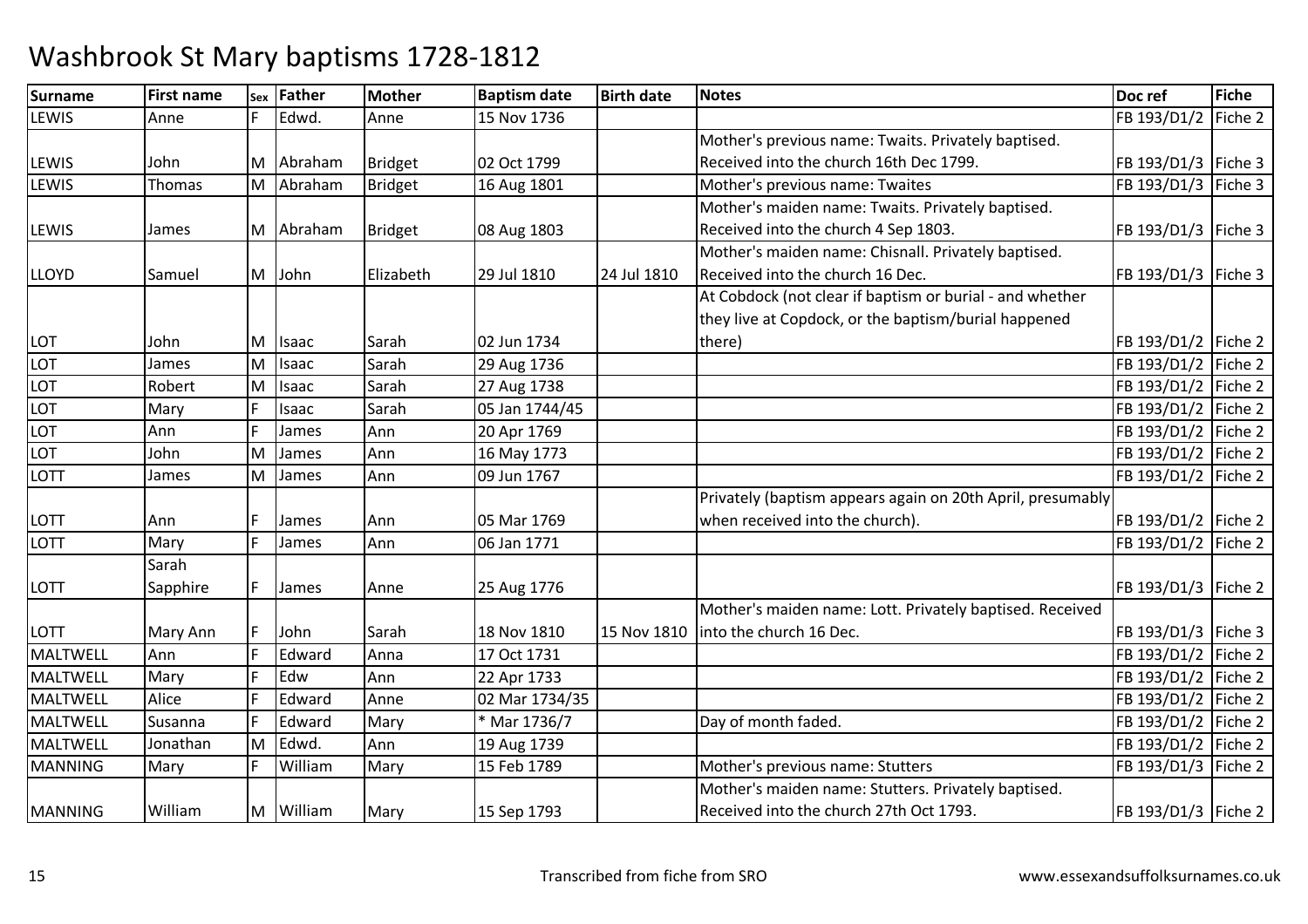# Washbrook St Mary baptisms 1728-1812

| Surname | First name | Sex | Father | Mother | Baptism date | Birth date | Notes | Doc ref | Fiche |
|---|---|---|---|---|---|---|---|---|---|
| LEWIS | Anne | F | Edwd. | Anne | 15 Nov 1736 | | | FB 193/D1/2 | Fiche 2 |
| LEWIS | John | M | Abraham | Bridget | 02 Oct 1799 | | Mother's previous name: Twaits. Privately baptised. Received into the church 16th Dec 1799. | FB 193/D1/3 | Fiche 3 |
| LEWIS | Thomas | M | Abraham | Bridget | 16 Aug 1801 | | Mother's previous name: Twaites | FB 193/D1/3 | Fiche 3 |
| LEWIS | James | M | Abraham | Bridget | 08 Aug 1803 | | Mother's maiden name: Twaits. Privately baptised. Received into the church 4 Sep 1803. | FB 193/D1/3 | Fiche 3 |
| LLOYD | Samuel | M | John | Elizabeth | 29 Jul 1810 | 24 Jul 1810 | Mother's maiden name: Chisnall. Privately baptised. Received into the church 16 Dec. | FB 193/D1/3 | Fiche 3 |
| LOT | John | M | Isaac | Sarah | 02 Jun 1734 | | At Cobdock (not clear if baptism or burial - and whether they live at Copdock, or the baptism/burial happened there) | FB 193/D1/2 | Fiche 2 |
| LOT | James | M | Isaac | Sarah | 29 Aug 1736 | | | FB 193/D1/2 | Fiche 2 |
| LOT | Robert | M | Isaac | Sarah | 27 Aug 1738 | | | FB 193/D1/2 | Fiche 2 |
| LOT | Mary | F | Isaac | Sarah | 05 Jan 1744/45 | | | FB 193/D1/2 | Fiche 2 |
| LOT | Ann | F | James | Ann | 20 Apr 1769 | | | FB 193/D1/2 | Fiche 2 |
| LOT | John | M | James | Ann | 16 May 1773 | | | FB 193/D1/2 | Fiche 2 |
| LOTT | James | M | James | Ann | 09 Jun 1767 | | | FB 193/D1/2 | Fiche 2 |
| LOTT | Ann | F | James | Ann | 05 Mar 1769 | | Privately (baptism appears again on 20th April, presumably when received into the church). | FB 193/D1/2 | Fiche 2 |
| LOTT | Mary | F | James | Ann | 06 Jan 1771 | | | FB 193/D1/2 | Fiche 2 |
| LOTT | Sarah Sapphire | F | James | Anne | 25 Aug 1776 | | | FB 193/D1/3 | Fiche 2 |
| LOTT | Mary Ann | F | John | Sarah | 18 Nov 1810 | 15 Nov 1810 | Mother's maiden name: Lott. Privately baptised. Received into the church 16 Dec. | FB 193/D1/3 | Fiche 3 |
| MALTWELL | Ann | F | Edward | Anna | 17 Oct 1731 | | | FB 193/D1/2 | Fiche 2 |
| MALTWELL | Mary | F | Edw | Ann | 22 Apr 1733 | | | FB 193/D1/2 | Fiche 2 |
| MALTWELL | Alice | F | Edward | Anne | 02 Mar 1734/35 | | | FB 193/D1/2 | Fiche 2 |
| MALTWELL | Susanna | F | Edward | Mary | * Mar 1736/7 | | Day of month faded. | FB 193/D1/2 | Fiche 2 |
| MALTWELL | Jonathan | M | Edwd. | Ann | 19 Aug 1739 | | | FB 193/D1/2 | Fiche 2 |
| MANNING | Mary | F | William | Mary | 15 Feb 1789 | | Mother's previous name: Stutters | FB 193/D1/3 | Fiche 2 |
| MANNING | William | M | William | Mary | 15 Sep 1793 | | Mother's maiden name: Stutters. Privately baptised. Received into the church 27th Oct 1793. | FB 193/D1/3 | Fiche 2 |

Transcribed from fiche from SRO

www.essexandsuffolksurnames.co.uk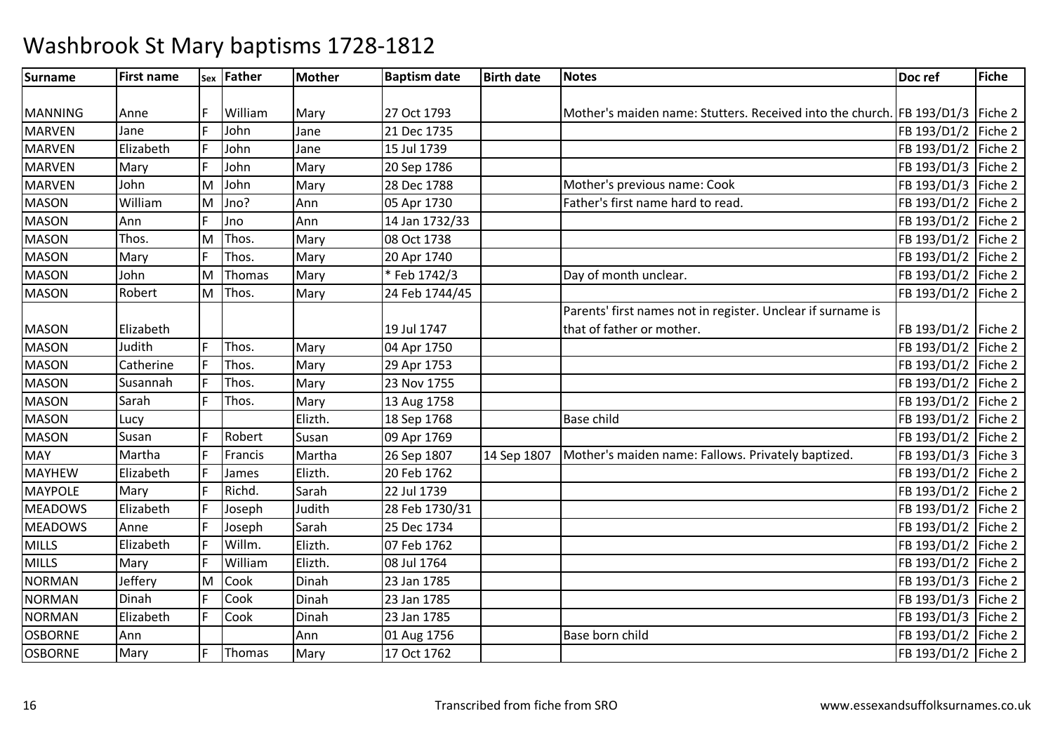# Washbrook St Mary baptisms 1728-1812

| Surname | First name | Sex | Father | Mother | Baptism date | Birth date | Notes | Doc ref | Fiche |
|---|---|---|---|---|---|---|---|---|---|
| MANNING | Anne | F | William | Mary | 27 Oct 1793 | | Mother's maiden name: Stutters. Received into the church. | FB 193/D1/3 | Fiche 2 |
| MARVEN | Jane | F | John | Jane | 21 Dec 1735 | | | FB 193/D1/2 | Fiche 2 |
| MARVEN | Elizabeth | F | John | Jane | 15 Jul 1739 | | | FB 193/D1/2 | Fiche 2 |
| MARVEN | Mary | F | John | Mary | 20 Sep 1786 | | | FB 193/D1/3 | Fiche 2 |
| MARVEN | John | M | John | Mary | 28 Dec 1788 | | Mother's previous name: Cook | FB 193/D1/3 | Fiche 2 |
| MASON | William | M | Jno? | Ann | 05 Apr 1730 | | Father's first name hard to read. | FB 193/D1/2 | Fiche 2 |
| MASON | Ann | F | Jno | Ann | 14 Jan 1732/33 | | | FB 193/D1/2 | Fiche 2 |
| MASON | Thos. | M | Thos. | Mary | 08 Oct 1738 | | | FB 193/D1/2 | Fiche 2 |
| MASON | Mary | F | Thos. | Mary | 20 Apr 1740 | | | FB 193/D1/2 | Fiche 2 |
| MASON | John | M | Thomas | Mary | * Feb 1742/3 | | Day of month unclear. | FB 193/D1/2 | Fiche 2 |
| MASON | Robert | M | Thos. | Mary | 24 Feb 1744/45 | | | FB 193/D1/2 | Fiche 2 |
| MASON | Elizabeth | | | | 19 Jul 1747 | | Parents' first names not in register. Unclear if surname is that of father or mother. | FB 193/D1/2 | Fiche 2 |
| MASON | Judith | F | Thos. | Mary | 04 Apr 1750 | | | FB 193/D1/2 | Fiche 2 |
| MASON | Catherine | F | Thos. | Mary | 29 Apr 1753 | | | FB 193/D1/2 | Fiche 2 |
| MASON | Susannah | F | Thos. | Mary | 23 Nov 1755 | | | FB 193/D1/2 | Fiche 2 |
| MASON | Sarah | F | Thos. | Mary | 13 Aug 1758 | | | FB 193/D1/2 | Fiche 2 |
| MASON | Lucy | | | Elizth. | 18 Sep 1768 | | Base child | FB 193/D1/2 | Fiche 2 |
| MASON | Susan | F | Robert | Susan | 09 Apr 1769 | | | FB 193/D1/2 | Fiche 2 |
| MAY | Martha | F | Francis | Martha | 26 Sep 1807 | 14 Sep 1807 | Mother's maiden name: Fallows. Privately baptized. | FB 193/D1/3 | Fiche 3 |
| MAYHEW | Elizabeth | F | James | Elizth. | 20 Feb 1762 | | | FB 193/D1/2 | Fiche 2 |
| MAYPOLE | Mary | F | Richd. | Sarah | 22 Jul 1739 | | | FB 193/D1/2 | Fiche 2 |
| MEADOWS | Elizabeth | F | Joseph | Judith | 28 Feb 1730/31 | | | FB 193/D1/2 | Fiche 2 |
| MEADOWS | Anne | F | Joseph | Sarah | 25 Dec 1734 | | | FB 193/D1/2 | Fiche 2 |
| MILLS | Elizabeth | F | Willm. | Elizth. | 07 Feb 1762 | | | FB 193/D1/2 | Fiche 2 |
| MILLS | Mary | F | William | Elizth. | 08 Jul 1764 | | | FB 193/D1/2 | Fiche 2 |
| NORMAN | Jeffery | M | Cook | Dinah | 23 Jan 1785 | | | FB 193/D1/3 | Fiche 2 |
| NORMAN | Dinah | F | Cook | Dinah | 23 Jan 1785 | | | FB 193/D1/3 | Fiche 2 |
| NORMAN | Elizabeth | F | Cook | Dinah | 23 Jan 1785 | | | FB 193/D1/3 | Fiche 2 |
| OSBORNE | Ann | | | Ann | 01 Aug 1756 | | Base born child | FB 193/D1/2 | Fiche 2 |
| OSBORNE | Mary | F | Thomas | Mary | 17 Oct 1762 | | | FB 193/D1/2 | Fiche 2 |

Transcribed from fiche from SRO

www.essexandsuffolksurnames.co.uk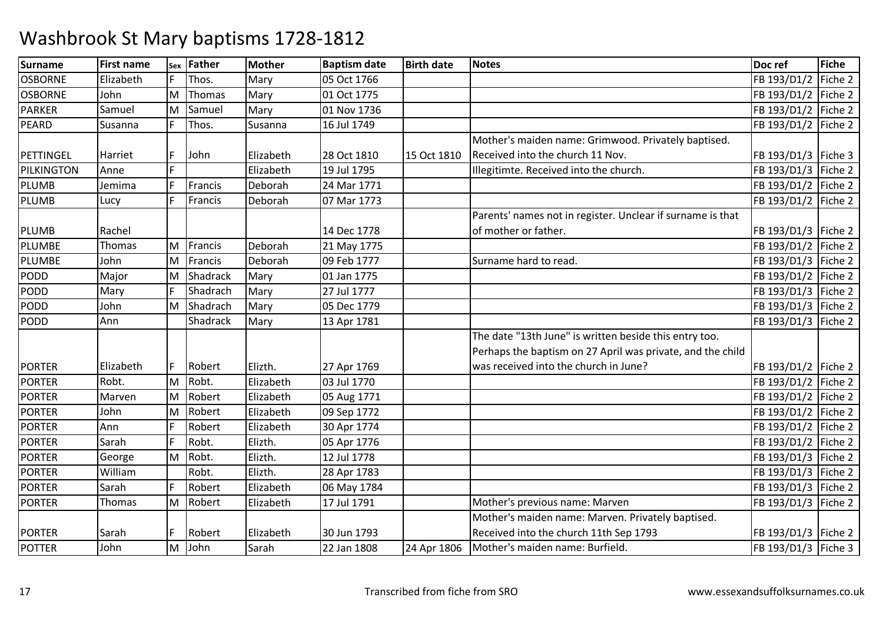# Washbrook St Mary baptisms 1728-1812

| Surname | First name | Sex | Father | Mother | Baptism date | Birth date | Notes | Doc ref | Fiche |
|---|---|---|---|---|---|---|---|---|---|
| OSBORNE | Elizabeth | F | Thos. | Mary | 05 Oct 1766 | | | FB 193/D1/2 | Fiche 2 |
| OSBORNE | John | M | Thomas | Mary | 01 Oct 1775 | | | FB 193/D1/2 | Fiche 2 |
| PARKER | Samuel | M | Samuel | Mary | 01 Nov 1736 | | | FB 193/D1/2 | Fiche 2 |
| PEARD | Susanna | F | Thos. | Susanna | 16 Jul 1749 | | | FB 193/D1/2 | Fiche 2 |
| PETTINGEL | Harriet | F | John | Elizabeth | 28 Oct 1810 | 15 Oct 1810 | Mother's maiden name: Grimwood. Privately baptised. Received into the church 11 Nov. | FB 193/D1/3 | Fiche 3 |
| PILKINGTON | Anne | F | | Elizabeth | 19 Jul 1795 | | Illegitimte. Received into the church. | FB 193/D1/3 | Fiche 2 |
| PLUMB | Jemima | F | Francis | Deborah | 24 Mar 1771 | | | FB 193/D1/2 | Fiche 2 |
| PLUMB | Lucy | F | Francis | Deborah | 07 Mar 1773 | | | FB 193/D1/2 | Fiche 2 |
| PLUMB | Rachel | | | | 14 Dec 1778 | | Parents' names not in register. Unclear if surname is that of mother or father. | FB 193/D1/3 | Fiche 2 |
| PLUMBE | Thomas | M | Francis | Deborah | 21 May 1775 | | | FB 193/D1/2 | Fiche 2 |
| PLUMBE | John | M | Francis | Deborah | 09 Feb 1777 | | Surname hard to read. | FB 193/D1/3 | Fiche 2 |
| PODD | Major | M | Shadrack | Mary | 01 Jan 1775 | | | FB 193/D1/2 | Fiche 2 |
| PODD | Mary | F | Shadrach | Mary | 27 Jul 1777 | | | FB 193/D1/3 | Fiche 2 |
| PODD | John | M | Shadrach | Mary | 05 Dec 1779 | | | FB 193/D1/3 | Fiche 2 |
| PODD | Ann | | Shadrack | Mary | 13 Apr 1781 | | | FB 193/D1/3 | Fiche 2 |
| PORTER | Elizabeth | F | Robert | Elizth. | 27 Apr 1769 | | The date "13th June" is written beside this entry too. Perhaps the baptism on 27 April was private, and the child was received into the church in June? | FB 193/D1/2 | Fiche 2 |
| PORTER | Robt. | M | Robt. | Elizabeth | 03 Jul 1770 | | | FB 193/D1/2 | Fiche 2 |
| PORTER | Marven | M | Robert | Elizabeth | 05 Aug 1771 | | | FB 193/D1/2 | Fiche 2 |
| PORTER | John | M | Robert | Elizabeth | 09 Sep 1772 | | | FB 193/D1/2 | Fiche 2 |
| PORTER | Ann | F | Robert | Elizabeth | 30 Apr 1774 | | | FB 193/D1/2 | Fiche 2 |
| PORTER | Sarah | F | Robt. | Elizth. | 05 Apr 1776 | | | FB 193/D1/2 | Fiche 2 |
| PORTER | George | M | Robt. | Elizth. | 12 Jul 1778 | | | FB 193/D1/3 | Fiche 2 |
| PORTER | William | | Robt. | Elizth. | 28 Apr 1783 | | | FB 193/D1/3 | Fiche 2 |
| PORTER | Sarah | F | Robert | Elizabeth | 06 May 1784 | | | FB 193/D1/3 | Fiche 2 |
| PORTER | Thomas | M | Robert | Elizabeth | 17 Jul 1791 | | Mother's previous name: Marven | FB 193/D1/3 | Fiche 2 |
| PORTER | Sarah | F | Robert | Elizabeth | 30 Jun 1793 | | Mother's maiden name: Marven. Privately baptised. Received into the church 11th Sep 1793 | FB 193/D1/3 | Fiche 2 |
| POTTER | John | M | John | Sarah | 22 Jan 1808 | 24 Apr 1806 | Mother's maiden name: Burfield. | FB 193/D1/3 | Fiche 3 |

Transcribed from fiche from SRO

www.essexandsuffolksurnames.co.uk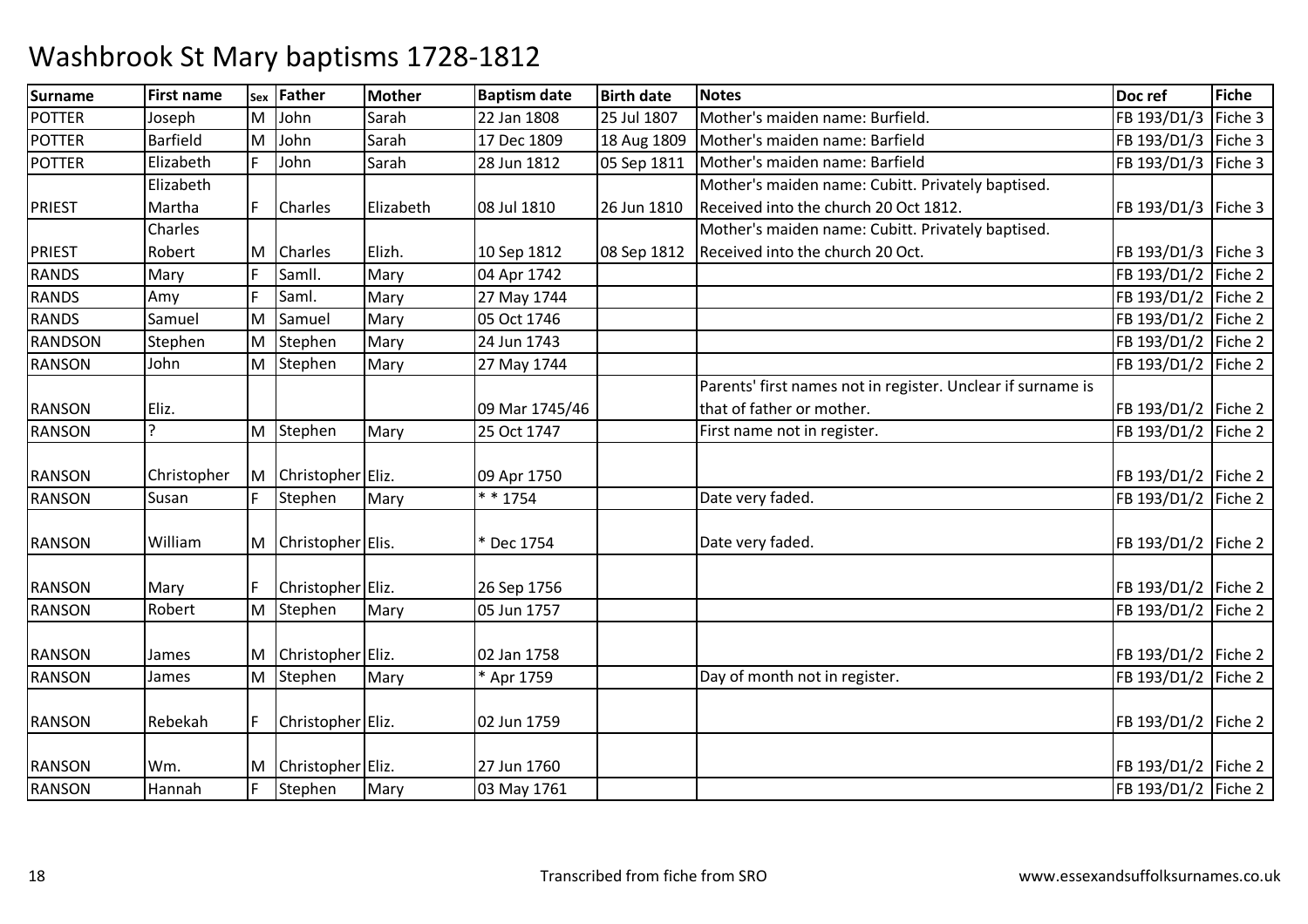# Washbrook St Mary baptisms 1728-1812

| Surname | First name | Sex | Father | Mother | Baptism date | Birth date | Notes | Doc ref | Fiche |
|---|---|---|---|---|---|---|---|---|---|
| POTTER | Joseph | M | John | Sarah | 22 Jan 1808 | 25 Jul 1807 | Mother's maiden name: Burfield. | FB 193/D1/3 | Fiche 3 |
| POTTER | Barfield | M | John | Sarah | 17 Dec 1809 | 18 Aug 1809 | Mother's maiden name: Barfield | FB 193/D1/3 | Fiche 3 |
| POTTER | Elizabeth | F | John | Sarah | 28 Jun 1812 | 05 Sep 1811 | Mother's maiden name: Barfield | FB 193/D1/3 | Fiche 3 |
| PRIEST | Elizabeth Martha | F | Charles | Elizabeth | 08 Jul 1810 | 26 Jun 1810 | Mother's maiden name: Cubitt. Privately baptised. Received into the church 20 Oct 1812. | FB 193/D1/3 | Fiche 3 |
| PRIEST | Charles Robert | M | Charles | Elizh. | 10 Sep 1812 | 08 Sep 1812 | Mother's maiden name: Cubitt. Privately baptised. Received into the church 20 Oct. | FB 193/D1/3 | Fiche 3 |
| RANDS | Mary | F | Samll. | Mary | 04 Apr 1742 | | | FB 193/D1/2 | Fiche 2 |
| RANDS | Amy | F | Saml. | Mary | 27 May 1744 | | | FB 193/D1/2 | Fiche 2 |
| RANDS | Samuel | M | Samuel | Mary | 05 Oct 1746 | | | FB 193/D1/2 | Fiche 2 |
| RANDSON | Stephen | M | Stephen | Mary | 24 Jun 1743 | | | FB 193/D1/2 | Fiche 2 |
| RANSON | John | M | Stephen | Mary | 27 May 1744 | | | FB 193/D1/2 | Fiche 2 |
| RANSON | Eliz. | | | | 09 Mar 1745/46 | | Parents' first names not in register. Unclear if surname is that of father or mother. | FB 193/D1/2 | Fiche 2 |
| RANSON | ? | M | Stephen | Mary | 25 Oct 1747 | | First name not in register. | FB 193/D1/2 | Fiche 2 |
| RANSON | Christopher | M | Christopher | Eliz. | 09 Apr 1750 | | | FB 193/D1/2 | Fiche 2 |
| RANSON | Susan | F | Stephen | Mary | * * 1754 | | Date very faded. | FB 193/D1/2 | Fiche 2 |
| RANSON | William | M | Christopher | Elis. | * Dec 1754 | | Date very faded. | FB 193/D1/2 | Fiche 2 |
| RANSON | Mary | F | Christopher | Eliz. | 26 Sep 1756 | | | FB 193/D1/2 | Fiche 2 |
| RANSON | Robert | M | Stephen | Mary | 05 Jun 1757 | | | FB 193/D1/2 | Fiche 2 |
| RANSON | James | M | Christopher | Eliz. | 02 Jan 1758 | | | FB 193/D1/2 | Fiche 2 |
| RANSON | James | M | Stephen | Mary | * Apr 1759 | | Day of month not in register. | FB 193/D1/2 | Fiche 2 |
| RANSON | Rebekah | F | Christopher | Eliz. | 02 Jun 1759 | | | FB 193/D1/2 | Fiche 2 |
| RANSON | Wm. | M | Christopher | Eliz. | 27 Jun 1760 | | | FB 193/D1/2 | Fiche 2 |
| RANSON | Hannah | F | Stephen | Mary | 03 May 1761 | | | FB 193/D1/2 | Fiche 2 |

Transcribed from fiche from SRO

www.essexandsuffolksurnames.co.uk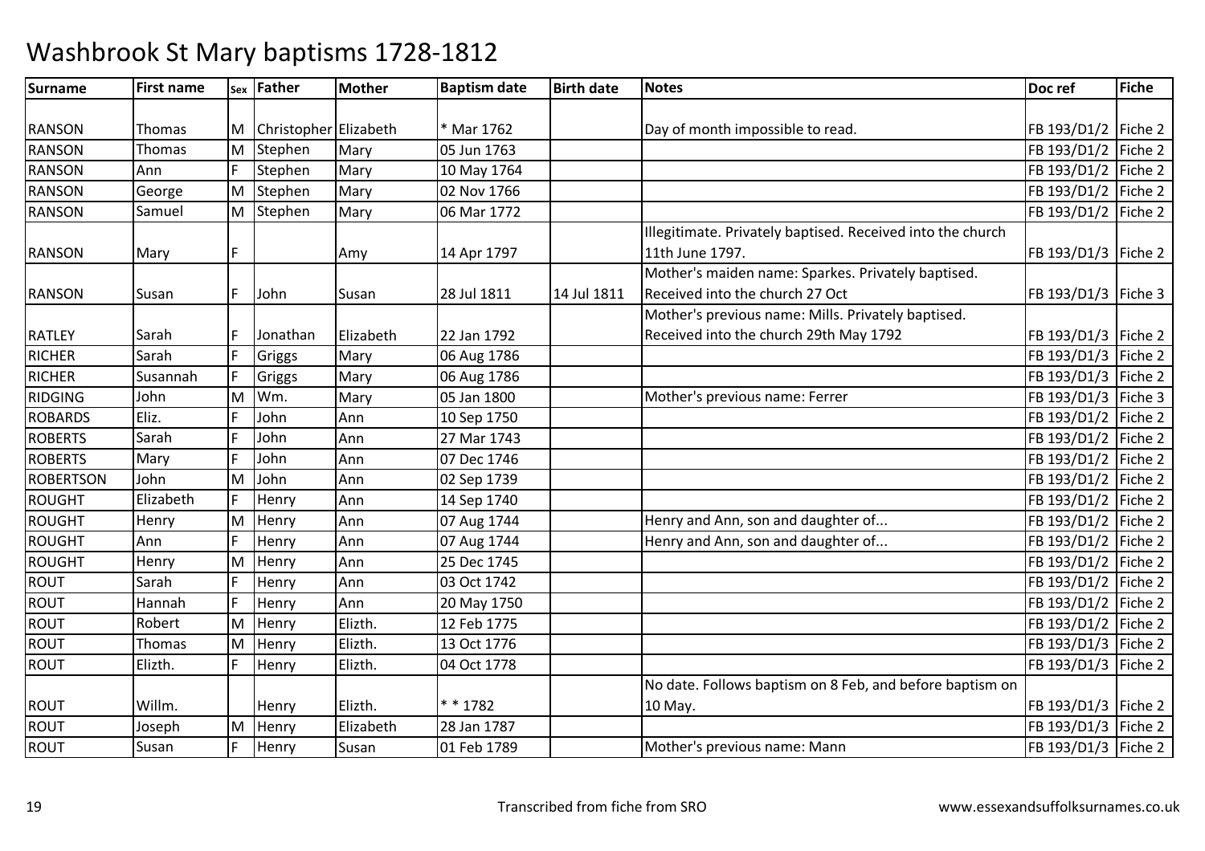# Washbrook St Mary baptisms 1728-1812

| Surname | First name | Sex | Father | Mother | Baptism date | Birth date | Notes | Doc ref | Fiche |
|---|---|---|---|---|---|---|---|---|---|
| RANSON | Thomas | M | Christopher | Elizabeth | * Mar 1762 | | Day of month impossible to read. | FB 193/D1/2 | Fiche 2 |
| RANSON | Thomas | M | Stephen | Mary | 05 Jun 1763 | | | FB 193/D1/2 | Fiche 2 |
| RANSON | Ann | F | Stephen | Mary | 10 May 1764 | | | FB 193/D1/2 | Fiche 2 |
| RANSON | George | M | Stephen | Mary | 02 Nov 1766 | | | FB 193/D1/2 | Fiche 2 |
| RANSON | Samuel | M | Stephen | Mary | 06 Mar 1772 | | | FB 193/D1/2 | Fiche 2 |
| RANSON | Mary | F | | Amy | 14 Apr 1797 | | Illegitimate. Privately baptised. Received into the church 11th June 1797. | FB 193/D1/3 | Fiche 2 |
| RANSON | Susan | F | John | Susan | 28 Jul 1811 | 14 Jul 1811 | Mother's maiden name: Sparkes. Privately baptised. Received into the church 27 Oct | FB 193/D1/3 | Fiche 3 |
| RATLEY | Sarah | F | Jonathan | Elizabeth | 22 Jan 1792 | | Mother's previous name: Mills. Privately baptised. Received into the church 29th May 1792 | FB 193/D1/3 | Fiche 2 |
| RICHER | Sarah | F | Griggs | Mary | 06 Aug 1786 | | | FB 193/D1/3 | Fiche 2 |
| RICHER | Susannah | F | Griggs | Mary | 06 Aug 1786 | | | FB 193/D1/3 | Fiche 2 |
| RIDGING | John | M | Wm. | Mary | 05 Jan 1800 | | Mother's previous name: Ferrer | FB 193/D1/3 | Fiche 3 |
| ROBARDS | Eliz. | F | John | Ann | 10 Sep 1750 | | | FB 193/D1/2 | Fiche 2 |
| ROBERTS | Sarah | F | John | Ann | 27 Mar 1743 | | | FB 193/D1/2 | Fiche 2 |
| ROBERTS | Mary | F | John | Ann | 07 Dec 1746 | | | FB 193/D1/2 | Fiche 2 |
| ROBERTSON | John | M | John | Ann | 02 Sep 1739 | | | FB 193/D1/2 | Fiche 2 |
| ROUGHT | Elizabeth | F | Henry | Ann | 14 Sep 1740 | | | FB 193/D1/2 | Fiche 2 |
| ROUGHT | Henry | M | Henry | Ann | 07 Aug 1744 | | Henry and Ann, son and daughter of... | FB 193/D1/2 | Fiche 2 |
| ROUGHT | Ann | F | Henry | Ann | 07 Aug 1744 | | Henry and Ann, son and daughter of... | FB 193/D1/2 | Fiche 2 |
| ROUGHT | Henry | M | Henry | Ann | 25 Dec 1745 | | | FB 193/D1/2 | Fiche 2 |
| ROUT | Sarah | F | Henry | Ann | 03 Oct 1742 | | | FB 193/D1/2 | Fiche 2 |
| ROUT | Hannah | F | Henry | Ann | 20 May 1750 | | | FB 193/D1/2 | Fiche 2 |
| ROUT | Robert | M | Henry | Elizth. | 12 Feb 1775 | | | FB 193/D1/2 | Fiche 2 |
| ROUT | Thomas | M | Henry | Elizth. | 13 Oct 1776 | | | FB 193/D1/3 | Fiche 2 |
| ROUT | Elizth. | F | Henry | Elizth. | 04 Oct 1778 | | | FB 193/D1/3 | Fiche 2 |
| ROUT | Willm. | | Henry | Elizth. | * * 1782 | | No date. Follows baptism on 8 Feb, and before baptism on 10 May. | FB 193/D1/3 | Fiche 2 |
| ROUT | Joseph | M | Henry | Elizabeth | 28 Jan 1787 | | | FB 193/D1/3 | Fiche 2 |
| ROUT | Susan | F | Henry | Susan | 01 Feb 1789 | | Mother's previous name: Mann | FB 193/D1/3 | Fiche 2 |

Transcribed from fiche from SRO www.essexandsuffolksurnames.co.uk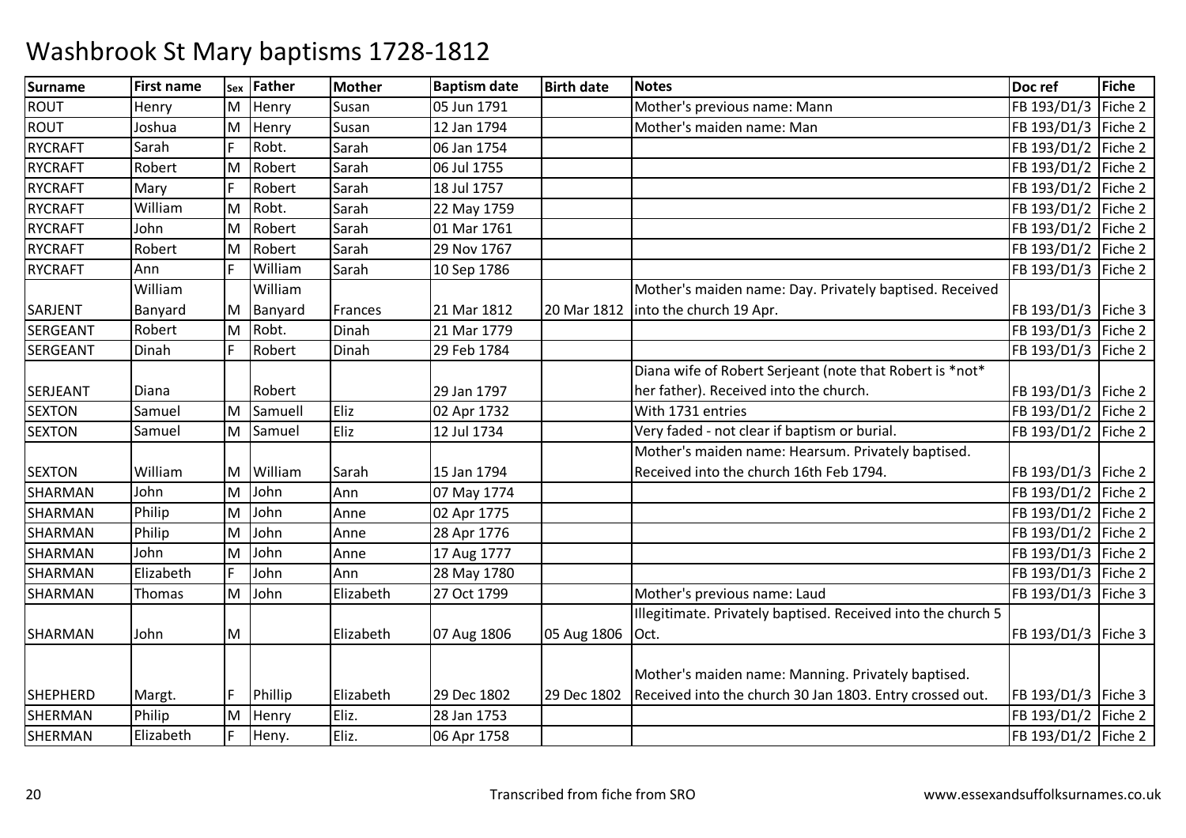# Washbrook St Mary baptisms 1728-1812

| Surname | First name | Sex | Father | Mother | Baptism date | Birth date | Notes | Doc ref | Fiche |
|---|---|---|---|---|---|---|---|---|---|
| ROUT | Henry | M | Henry | Susan | 05 Jun 1791 | | Mother's previous name: Mann | FB 193/D1/3 | Fiche 2 |
| ROUT | Joshua | M | Henry | Susan | 12 Jan 1794 | | Mother's maiden name: Man | FB 193/D1/3 | Fiche 2 |
| RYCRAFT | Sarah | F | Robt. | Sarah | 06 Jan 1754 | | | FB 193/D1/2 | Fiche 2 |
| RYCRAFT | Robert | M | Robert | Sarah | 06 Jul 1755 | | | FB 193/D1/2 | Fiche 2 |
| RYCRAFT | Mary | F | Robert | Sarah | 18 Jul 1757 | | | FB 193/D1/2 | Fiche 2 |
| RYCRAFT | William | M | Robt. | Sarah | 22 May 1759 | | | FB 193/D1/2 | Fiche 2 |
| RYCRAFT | John | M | Robert | Sarah | 01 Mar 1761 | | | FB 193/D1/2 | Fiche 2 |
| RYCRAFT | Robert | M | Robert | Sarah | 29 Nov 1767 | | | FB 193/D1/2 | Fiche 2 |
| RYCRAFT | Ann | F | William | Sarah | 10 Sep 1786 | | | FB 193/D1/3 | Fiche 2 |
| SARJENT | William Banyard | M | William Banyard | Frances | 21 Mar 1812 | 20 Mar 1812 | Mother's maiden name: Day. Privately baptised. Received into the church 19 Apr. | FB 193/D1/3 | Fiche 3 |
| SERGEANT | Robert | M | Robt. | Dinah | 21 Mar 1779 | | | FB 193/D1/3 | Fiche 2 |
| SERGEANT | Dinah | F | Robert | Dinah | 29 Feb 1784 | | | FB 193/D1/3 | Fiche 2 |
| SERJEANT | Diana | | Robert | | 29 Jan 1797 | | Diana wife of Robert Serjeant (note that Robert is *not* her father). Received into the church. | FB 193/D1/3 | Fiche 2 |
| SEXTON | Samuel | M | Samuell | Eliz | 02 Apr 1732 | | With 1731 entries | FB 193/D1/2 | Fiche 2 |
| SEXTON | Samuel | M | Samuel | Eliz | 12 Jul 1734 | | Very faded - not clear if baptism or burial. | FB 193/D1/2 | Fiche 2 |
| SEXTON | William | M | William | Sarah | 15 Jan 1794 | | Mother's maiden name: Hearsum. Privately baptised. Received into the church 16th Feb 1794. | FB 193/D1/3 | Fiche 2 |
| SHARMAN | John | M | John | Ann | 07 May 1774 | | | FB 193/D1/2 | Fiche 2 |
| SHARMAN | Philip | M | John | Anne | 02 Apr 1775 | | | FB 193/D1/2 | Fiche 2 |
| SHARMAN | Philip | M | John | Anne | 28 Apr 1776 | | | FB 193/D1/2 | Fiche 2 |
| SHARMAN | John | M | John | Anne | 17 Aug 1777 | | | FB 193/D1/3 | Fiche 2 |
| SHARMAN | Elizabeth | F | John | Ann | 28 May 1780 | | | FB 193/D1/3 | Fiche 2 |
| SHARMAN | Thomas | M | John | Elizabeth | 27 Oct 1799 | | Mother's previous name: Laud | FB 193/D1/3 | Fiche 3 |
| SHARMAN | John | M | | Elizabeth | 07 Aug 1806 | 05 Aug 1806 | Illegitimate. Privately baptised. Received into the church 5 Oct. | FB 193/D1/3 | Fiche 3 |
| SHEPHERD | Margt. | F | Phillip | Elizabeth | 29 Dec 1802 | 29 Dec 1802 | Mother's maiden name: Manning. Privately baptised. Received into the church 30 Jan 1803. Entry crossed out. | FB 193/D1/3 | Fiche 3 |
| SHERMAN | Philip | M | Henry | Eliz. | 28 Jan 1753 | | | FB 193/D1/2 | Fiche 2 |
| SHERMAN | Elizabeth | F | Heny. | Eliz. | 06 Apr 1758 | | | FB 193/D1/2 | Fiche 2 |

Transcribed from fiche from SRO

www.essexandsuffolksurnames.co.uk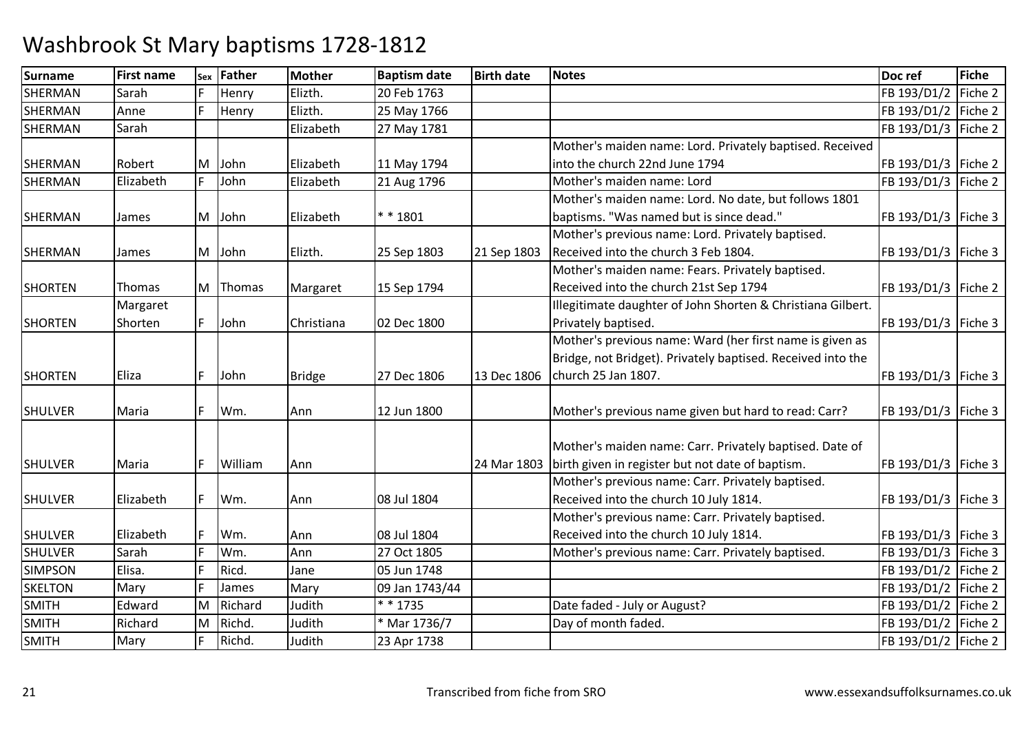# Washbrook St Mary baptisms 1728-1812

| Surname | First name | Sex | Father | Mother | Baptism date | Birth date | Notes | Doc ref | Fiche |
|---|---|---|---|---|---|---|---|---|---|
| SHERMAN | Sarah | F | Henry | Elizth. | 20 Feb 1763 | | | FB 193/D1/2 | Fiche 2 |
| SHERMAN | Anne | F | Henry | Elizth. | 25 May 1766 | | | FB 193/D1/2 | Fiche 2 |
| SHERMAN | Sarah | | | Elizabeth | 27 May 1781 | | | FB 193/D1/3 | Fiche 2 |
| SHERMAN | Robert | M | John | Elizabeth | 11 May 1794 | | Mother's maiden name: Lord. Privately baptised. Received into the church 22nd June 1794 | FB 193/D1/3 | Fiche 2 |
| SHERMAN | Elizabeth | F | John | Elizabeth | 21 Aug 1796 | | Mother's maiden name: Lord | FB 193/D1/3 | Fiche 2 |
| SHERMAN | James | M | John | Elizabeth | * * 1801 | | Mother's maiden name: Lord. No date, but follows 1801 baptisms. "Was named but is since dead." | FB 193/D1/3 | Fiche 3 |
| SHERMAN | James | M | John | Elizth. | 25 Sep 1803 | 21 Sep 1803 | Mother's previous name: Lord. Privately baptised. Received into the church 3 Feb 1804. | FB 193/D1/3 | Fiche 3 |
| SHORTEN | Thomas | M | Thomas | Margaret | 15 Sep 1794 | | Mother's maiden name: Fears. Privately baptised. Received into the church 21st Sep 1794 | FB 193/D1/3 | Fiche 2 |
| SHORTEN | Margaret Shorten | F | John | Christiana | 02 Dec 1800 | | Illegitimate daughter of John Shorten & Christiana Gilbert. Privately baptised. | FB 193/D1/3 | Fiche 3 |
| SHORTEN | Eliza | F | John | Bridge | 27 Dec 1806 | 13 Dec 1806 | Mother's previous name: Ward (her first name is given as Bridge, not Bridget). Privately baptised. Received into the church 25 Jan 1807. | FB 193/D1/3 | Fiche 3 |
| SHULVER | Maria | F | Wm. | Ann | 12 Jun 1800 | | Mother's previous name given but hard to read: Carr? | FB 193/D1/3 | Fiche 3 |
| SHULVER | Maria | F | William | Ann | | 24 Mar 1803 | Mother's maiden name: Carr. Privately baptised. Date of birth given in register but not date of baptism. | FB 193/D1/3 | Fiche 3 |
| SHULVER | Elizabeth | F | Wm. | Ann | 08 Jul 1804 | | Mother's previous name: Carr. Privately baptised. Received into the church 10 July 1814. | FB 193/D1/3 | Fiche 3 |
| SHULVER | Elizabeth | F | Wm. | Ann | 08 Jul 1804 | | Mother's previous name: Carr. Privately baptised. Received into the church 10 July 1814. | FB 193/D1/3 | Fiche 3 |
| SHULVER | Sarah | F | Wm. | Ann | 27 Oct 1805 | | Mother's previous name: Carr. Privately baptised. | FB 193/D1/3 | Fiche 3 |
| SIMPSON | Elisa. | F | Ricd. | Jane | 05 Jun 1748 | | | FB 193/D1/2 | Fiche 2 |
| SKELTON | Mary | F | James | Mary | 09 Jan 1743/44 | | | FB 193/D1/2 | Fiche 2 |
| SMITH | Edward | M | Richard | Judith | * * 1735 | | Date faded - July or August? | FB 193/D1/2 | Fiche 2 |
| SMITH | Richard | M | Richd. | Judith | * Mar 1736/7 | | Day of month faded. | FB 193/D1/2 | Fiche 2 |
| SMITH | Mary | F | Richd. | Judith | 23 Apr 1738 | | | FB 193/D1/2 | Fiche 2 |

Transcribed from fiche from SRO

www.essexandsuffolksurnames.co.uk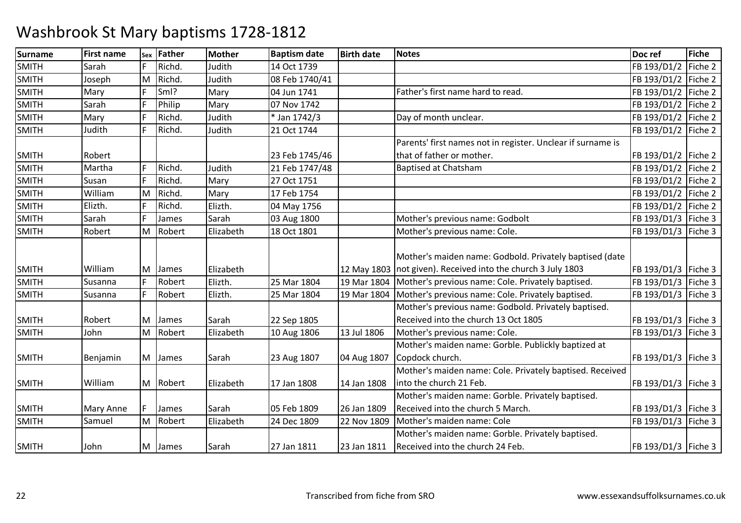# Washbrook St Mary baptisms 1728-1812

| Surname | First name | Sex | Father | Mother | Baptism date | Birth date | Notes | Doc ref | Fiche |
|---|---|---|---|---|---|---|---|---|---|
| SMITH | Sarah | F | Richd. | Judith | 14 Oct 1739 | | | FB 193/D1/2 | Fiche 2 |
| SMITH | Joseph | M | Richd. | Judith | 08 Feb 1740/41 | | | FB 193/D1/2 | Fiche 2 |
| SMITH | Mary | F | Sml? | Mary | 04 Jun 1741 | | Father's first name hard to read. | FB 193/D1/2 | Fiche 2 |
| SMITH | Sarah | F | Philip | Mary | 07 Nov 1742 | | | FB 193/D1/2 | Fiche 2 |
| SMITH | Mary | F | Richd. | Judith | * Jan 1742/3 | | Day of month unclear. | FB 193/D1/2 | Fiche 2 |
| SMITH | Judith | F | Richd. | Judith | 21 Oct 1744 | | | FB 193/D1/2 | Fiche 2 |
| SMITH | Robert | | | | 23 Feb 1745/46 | | Parents' first names not in register. Unclear if surname is that of father or mother. | FB 193/D1/2 | Fiche 2 |
| SMITH | Martha | F | Richd. | Judith | 21 Feb 1747/48 | | Baptised at Chatsham | FB 193/D1/2 | Fiche 2 |
| SMITH | Susan | F | Richd. | Mary | 27 Oct 1751 | | | FB 193/D1/2 | Fiche 2 |
| SMITH | William | M | Richd. | Mary | 17 Feb 1754 | | | FB 193/D1/2 | Fiche 2 |
| SMITH | Elizth. | F | Richd. | Elizth. | 04 May 1756 | | | FB 193/D1/2 | Fiche 2 |
| SMITH | Sarah | F | James | Sarah | 03 Aug 1800 | | Mother's previous name: Godbolt | FB 193/D1/3 | Fiche 3 |
| SMITH | Robert | M | Robert | Elizabeth | 18 Oct 1801 | | Mother's previous name: Cole. | FB 193/D1/3 | Fiche 3 |
| SMITH | William | M | James | Elizabeth | | 12 May 1803 | Mother's maiden name: Godbold. Privately baptised (date not given). Received into the church 3 July 1803 | FB 193/D1/3 | Fiche 3 |
| SMITH | Susanna | F | Robert | Elizth. | 25 Mar 1804 | 19 Mar 1804 | Mother's previous name: Cole. Privately baptised. | FB 193/D1/3 | Fiche 3 |
| SMITH | Susanna | F | Robert | Elizth. | 25 Mar 1804 | 19 Mar 1804 | Mother's previous name: Cole. Privately baptised. | FB 193/D1/3 | Fiche 3 |
| SMITH | Robert | M | James | Sarah | 22 Sep 1805 | | Mother's previous name: Godbold. Privately baptised. Received into the church 13 Oct 1805 | FB 193/D1/3 | Fiche 3 |
| SMITH | John | M | Robert | Elizabeth | 10 Aug 1806 | 13 Jul 1806 | Mother's previous name: Cole. | FB 193/D1/3 | Fiche 3 |
| SMITH | Benjamin | M | James | Sarah | 23 Aug 1807 | 04 Aug 1807 | Mother's maiden name: Gorble. Publickly baptized at Copdock church. | FB 193/D1/3 | Fiche 3 |
| SMITH | William | M | Robert | Elizabeth | 17 Jan 1808 | 14 Jan 1808 | Mother's maiden name: Cole. Privately baptised. Received into the church 21 Feb. | FB 193/D1/3 | Fiche 3 |
| SMITH | Mary Anne | F | James | Sarah | 05 Feb 1809 | 26 Jan 1809 | Mother's maiden name: Gorble. Privately baptised. Received into the church 5 March. | FB 193/D1/3 | Fiche 3 |
| SMITH | Samuel | M | Robert | Elizabeth | 24 Dec 1809 | 22 Nov 1809 | Mother's maiden name: Cole | FB 193/D1/3 | Fiche 3 |
| SMITH | John | M | James | Sarah | 27 Jan 1811 | 23 Jan 1811 | Mother's maiden name: Gorble. Privately baptised. Received into the church 24 Feb. | FB 193/D1/3 | Fiche 3 |

Transcribed from fiche from SRO

www.essexandsuffolksurnames.co.uk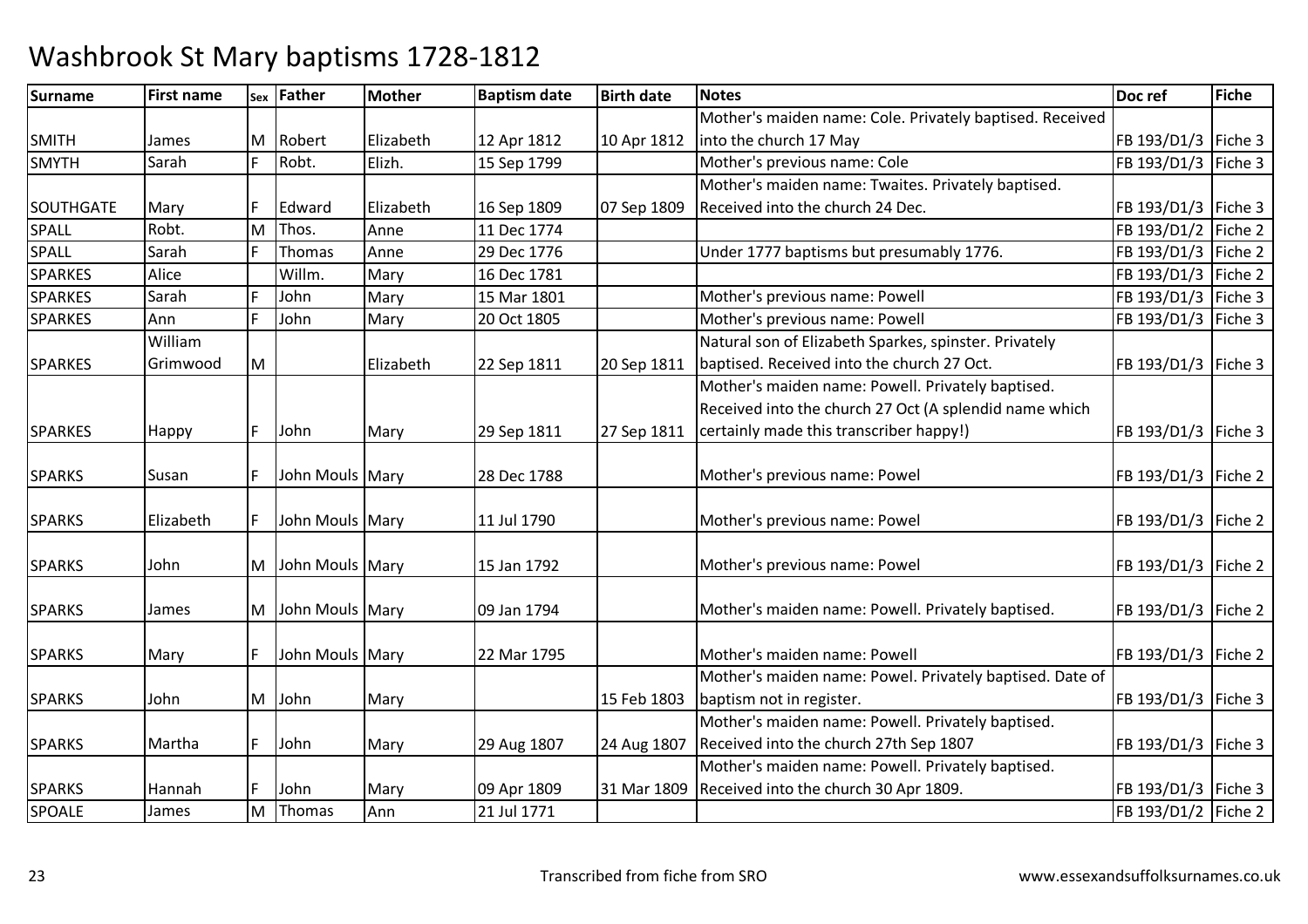# Washbrook St Mary baptisms 1728-1812

| Surname | First name | Sex | Father | Mother | Baptism date | Birth date | Notes | Doc ref | Fiche |
|---|---|---|---|---|---|---|---|---|---|
| SMITH | James | M | Robert | Elizabeth | 12 Apr 1812 | 10 Apr 1812 | Mother's maiden name: Cole. Privately baptised. Received into the church 17 May | FB 193/D1/3 | Fiche 3 |
| SMYTH | Sarah | F | Robt. | Elizh. | 15 Sep 1799 | | Mother's previous name: Cole | FB 193/D1/3 | Fiche 3 |
| SOUTHGATE | Mary | F | Edward | Elizabeth | 16 Sep 1809 | 07 Sep 1809 | Mother's maiden name: Twaites. Privately baptised. Received into the church 24 Dec. | FB 193/D1/3 | Fiche 3 |
| SPALL | Robt. | M | Thos. | Anne | 11 Dec 1774 | | | FB 193/D1/2 | Fiche 2 |
| SPALL | Sarah | F | Thomas | Anne | 29 Dec 1776 | | Under 1777 baptisms but presumably 1776. | FB 193/D1/3 | Fiche 2 |
| SPARKES | Alice | | Willm. | Mary | 16 Dec 1781 | | | FB 193/D1/3 | Fiche 2 |
| SPARKES | Sarah | F | John | Mary | 15 Mar 1801 | | Mother's previous name: Powell | FB 193/D1/3 | Fiche 3 |
| SPARKES | Ann | F | John | Mary | 20 Oct 1805 | | Mother's previous name: Powell | FB 193/D1/3 | Fiche 3 |
| SPARKES | William Grimwood | M | | Elizabeth | 22 Sep 1811 | 20 Sep 1811 | Natural son of Elizabeth Sparkes, spinster. Privately baptised. Received into the church 27 Oct. | FB 193/D1/3 | Fiche 3 |
| SPARKES | Happy | F | John | Mary | 29 Sep 1811 | 27 Sep 1811 | Mother's maiden name: Powell. Privately baptised. Received into the church 27 Oct (A splendid name which certainly made this transcriber happy!) | FB 193/D1/3 | Fiche 3 |
| SPARKS | Susan | F | John Mouls | Mary | 28 Dec 1788 | | Mother's previous name: Powel | FB 193/D1/3 | Fiche 2 |
| SPARKS | Elizabeth | F | John Mouls | Mary | 11 Jul 1790 | | Mother's previous name: Powel | FB 193/D1/3 | Fiche 2 |
| SPARKS | John | M | John Mouls | Mary | 15 Jan 1792 | | Mother's previous name: Powel | FB 193/D1/3 | Fiche 2 |
| SPARKS | James | M | John Mouls | Mary | 09 Jan 1794 | | Mother's maiden name: Powell. Privately baptised. | FB 193/D1/3 | Fiche 2 |
| SPARKS | Mary | F | John Mouls | Mary | 22 Mar 1795 | | Mother's maiden name: Powell | FB 193/D1/3 | Fiche 2 |
| SPARKS | John | M | John | Mary | | 15 Feb 1803 | Mother's maiden name: Powel. Privately baptised. Date of baptism not in register. | FB 193/D1/3 | Fiche 3 |
| SPARKS | Martha | F | John | Mary | 29 Aug 1807 | 24 Aug 1807 | Mother's maiden name: Powell. Privately baptised. Received into the church 27th Sep 1807 | FB 193/D1/3 | Fiche 3 |
| SPARKS | Hannah | F | John | Mary | 09 Apr 1809 | 31 Mar 1809 | Mother's maiden name: Powell. Privately baptised. Received into the church 30 Apr 1809. | FB 193/D1/3 | Fiche 3 |
| SPOALE | James | M | Thomas | Ann | 21 Jul 1771 | | | FB 193/D1/2 | Fiche 2 |

Transcribed from fiche from SRO

www.essexandsuffolksurnames.co.uk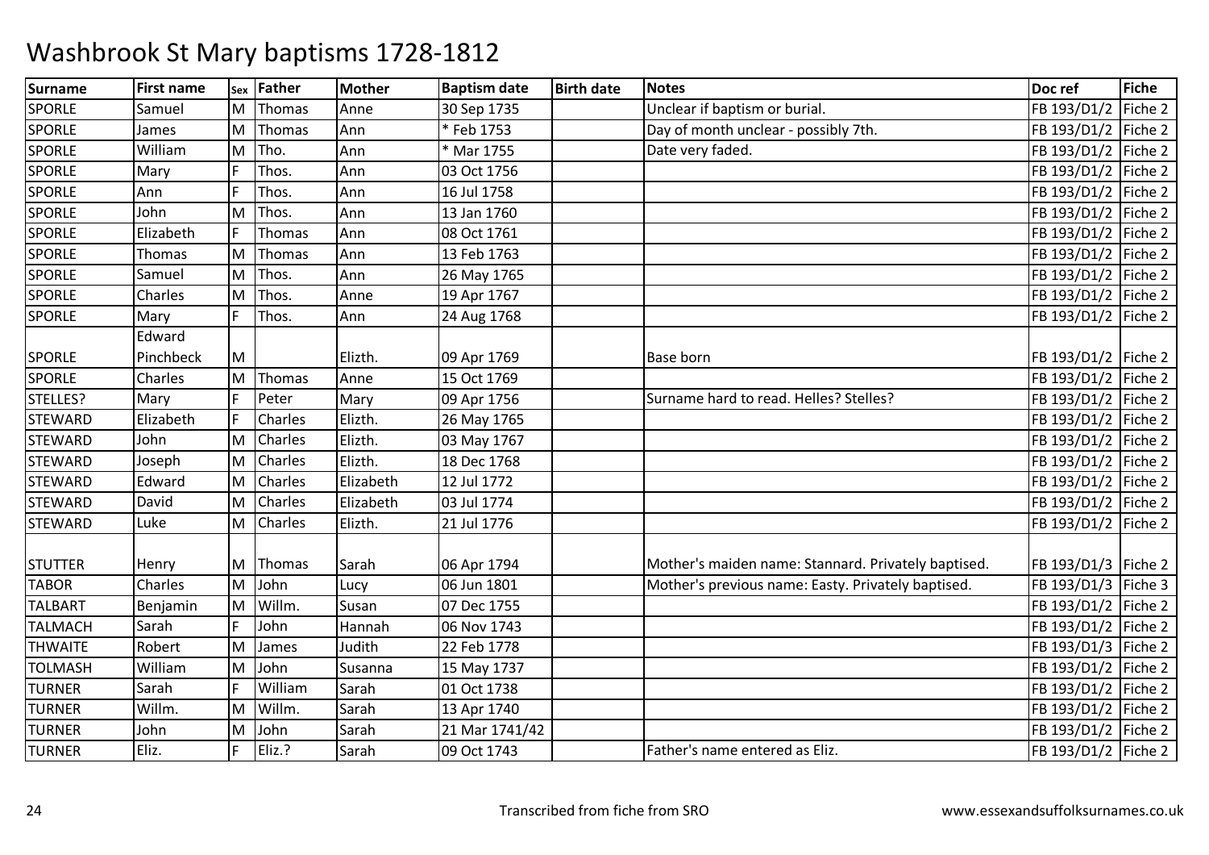# Washbrook St Mary baptisms 1728-1812

| Surname | First name | Sex | Father | Mother | Baptism date | Birth date | Notes | Doc ref | Fiche |
|---|---|---|---|---|---|---|---|---|---|
| SPORLE | Samuel | M | Thomas | Anne | 30 Sep 1735 | | Unclear if baptism or burial. | FB 193/D1/2 | Fiche 2 |
| SPORLE | James | M | Thomas | Ann | * Feb 1753 | | Day of month unclear - possibly 7th. | FB 193/D1/2 | Fiche 2 |
| SPORLE | William | M | Tho. | Ann | * Mar 1755 | | Date very faded. | FB 193/D1/2 | Fiche 2 |
| SPORLE | Mary | F | Thos. | Ann | 03 Oct 1756 | | | FB 193/D1/2 | Fiche 2 |
| SPORLE | Ann | F | Thos. | Ann | 16 Jul 1758 | | | FB 193/D1/2 | Fiche 2 |
| SPORLE | John | M | Thos. | Ann | 13 Jan 1760 | | | FB 193/D1/2 | Fiche 2 |
| SPORLE | Elizabeth | F | Thomas | Ann | 08 Oct 1761 | | | FB 193/D1/2 | Fiche 2 |
| SPORLE | Thomas | M | Thomas | Ann | 13 Feb 1763 | | | FB 193/D1/2 | Fiche 2 |
| SPORLE | Samuel | M | Thos. | Ann | 26 May 1765 | | | FB 193/D1/2 | Fiche 2 |
| SPORLE | Charles | M | Thos. | Anne | 19 Apr 1767 | | | FB 193/D1/2 | Fiche 2 |
| SPORLE | Mary | F | Thos. | Ann | 24 Aug 1768 | | | FB 193/D1/2 | Fiche 2 |
| SPORLE | Edward Pinchbeck | M | | Elizth. | 09 Apr 1769 | | Base born | FB 193/D1/2 | Fiche 2 |
| SPORLE | Charles | M | Thomas | Anne | 15 Oct 1769 | | | FB 193/D1/2 | Fiche 2 |
| STELLES? | Mary | F | Peter | Mary | 09 Apr 1756 | | Surname hard to read. Helles? Stelles? | FB 193/D1/2 | Fiche 2 |
| STEWARD | Elizabeth | F | Charles | Elizth. | 26 May 1765 | | | FB 193/D1/2 | Fiche 2 |
| STEWARD | John | M | Charles | Elizth. | 03 May 1767 | | | FB 193/D1/2 | Fiche 2 |
| STEWARD | Joseph | M | Charles | Elizth. | 18 Dec 1768 | | | FB 193/D1/2 | Fiche 2 |
| STEWARD | Edward | M | Charles | Elizabeth | 12 Jul 1772 | | | FB 193/D1/2 | Fiche 2 |
| STEWARD | David | M | Charles | Elizabeth | 03 Jul 1774 | | | FB 193/D1/2 | Fiche 2 |
| STEWARD | Luke | M | Charles | Elizth. | 21 Jul 1776 | | | FB 193/D1/2 | Fiche 2 |
| STUTTER | Henry | M | Thomas | Sarah | 06 Apr 1794 | | Mother's maiden name: Stannard. Privately baptised. | FB 193/D1/3 | Fiche 2 |
| TABOR | Charles | M | John | Lucy | 06 Jun 1801 | | Mother's previous name: Easty. Privately baptised. | FB 193/D1/3 | Fiche 3 |
| TALBART | Benjamin | M | Willm. | Susan | 07 Dec 1755 | | | FB 193/D1/2 | Fiche 2 |
| TALMACH | Sarah | F | John | Hannah | 06 Nov 1743 | | | FB 193/D1/2 | Fiche 2 |
| THWAITE | Robert | M | James | Judith | 22 Feb 1778 | | | FB 193/D1/3 | Fiche 2 |
| TOLMASH | William | M | John | Susanna | 15 May 1737 | | | FB 193/D1/2 | Fiche 2 |
| TURNER | Sarah | F | William | Sarah | 01 Oct 1738 | | | FB 193/D1/2 | Fiche 2 |
| TURNER | Willm. | M | Willm. | Sarah | 13 Apr 1740 | | | FB 193/D1/2 | Fiche 2 |
| TURNER | John | M | John | Sarah | 21 Mar 1741/42 | | | FB 193/D1/2 | Fiche 2 |
| TURNER | Eliz. | F | Eliz.? | Sarah | 09 Oct 1743 | | Father's name entered as Eliz. | FB 193/D1/2 | Fiche 2 |

Transcribed from fiche from SRO www.essexandsuffolksurnames.co.uk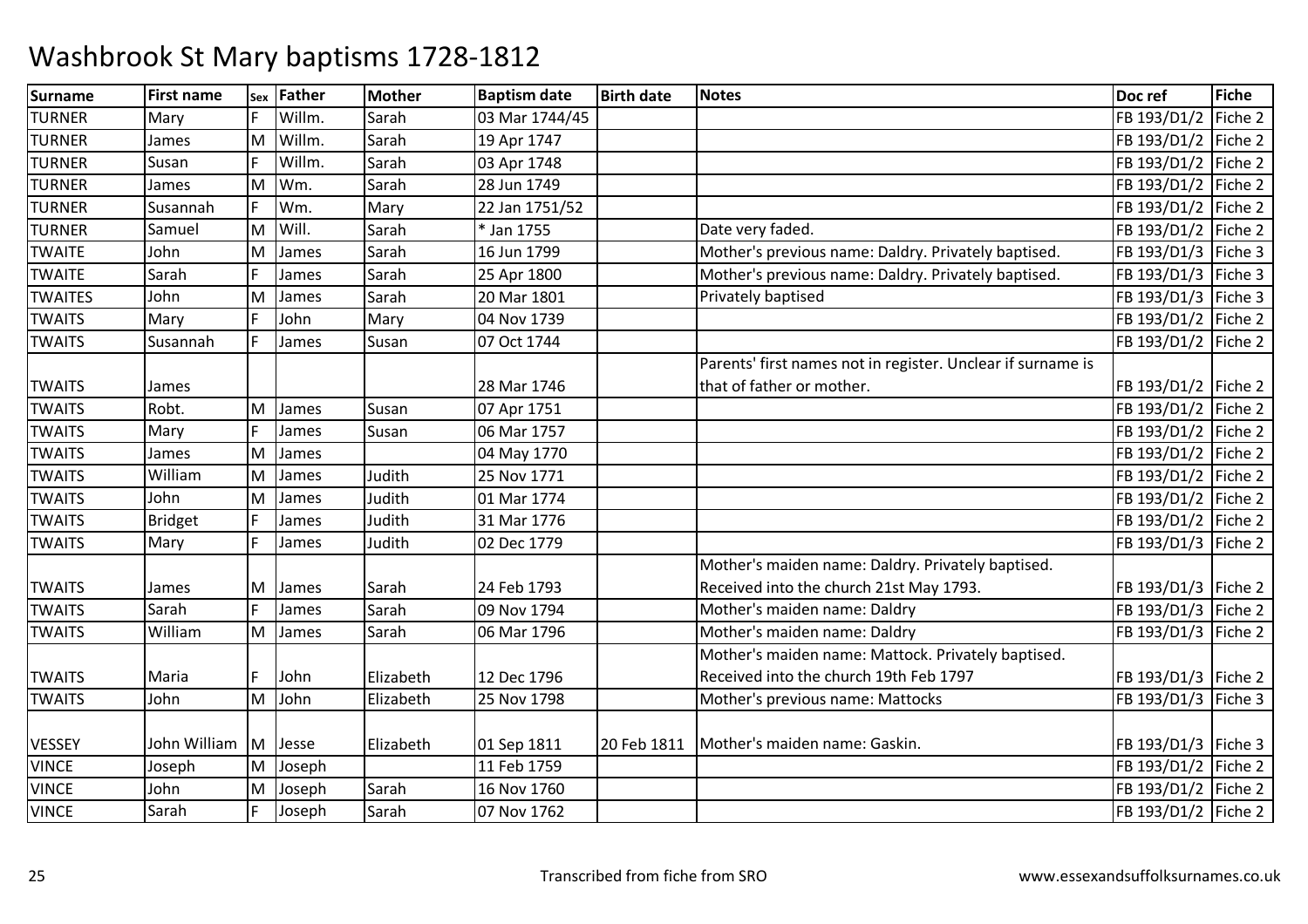# Washbrook St Mary baptisms 1728-1812

| Surname | First name | Sex | Father | Mother | Baptism date | Birth date | Notes | Doc ref | Fiche |
|---|---|---|---|---|---|---|---|---|---|
| TURNER | Mary | F | Willm. | Sarah | 03 Mar 1744/45 | | | FB 193/D1/2 | Fiche 2 |
| TURNER | James | M | Willm. | Sarah | 19 Apr 1747 | | | FB 193/D1/2 | Fiche 2 |
| TURNER | Susan | F | Willm. | Sarah | 03 Apr 1748 | | | FB 193/D1/2 | Fiche 2 |
| TURNER | James | M | Wm. | Sarah | 28 Jun 1749 | | | FB 193/D1/2 | Fiche 2 |
| TURNER | Susannah | F | Wm. | Mary | 22 Jan 1751/52 | | | FB 193/D1/2 | Fiche 2 |
| TURNER | Samuel | M | Will. | Sarah | * Jan 1755 | | Date very faded. | FB 193/D1/2 | Fiche 2 |
| TWAITE | John | M | James | Sarah | 16 Jun 1799 | | Mother's previous name: Daldry. Privately baptised. | FB 193/D1/3 | Fiche 3 |
| TWAITE | Sarah | F | James | Sarah | 25 Apr 1800 | | Mother's previous name: Daldry. Privately baptised. | FB 193/D1/3 | Fiche 3 |
| TWAITES | John | M | James | Sarah | 20 Mar 1801 | | Privately baptised | FB 193/D1/3 | Fiche 3 |
| TWAITS | Mary | F | John | Mary | 04 Nov 1739 | | | FB 193/D1/2 | Fiche 2 |
| TWAITS | Susannah | F | James | Susan | 07 Oct 1744 | | | FB 193/D1/2 | Fiche 2 |
| TWAITS | James | | | | 28 Mar 1746 | | Parents' first names not in register. Unclear if surname is that of father or mother. | FB 193/D1/2 | Fiche 2 |
| TWAITS | Robt. | M | James | Susan | 07 Apr 1751 | | | FB 193/D1/2 | Fiche 2 |
| TWAITS | Mary | F | James | Susan | 06 Mar 1757 | | | FB 193/D1/2 | Fiche 2 |
| TWAITS | James | M | James | | 04 May 1770 | | | FB 193/D1/2 | Fiche 2 |
| TWAITS | William | M | James | Judith | 25 Nov 1771 | | | FB 193/D1/2 | Fiche 2 |
| TWAITS | John | M | James | Judith | 01 Mar 1774 | | | FB 193/D1/2 | Fiche 2 |
| TWAITS | Bridget | F | James | Judith | 31 Mar 1776 | | | FB 193/D1/2 | Fiche 2 |
| TWAITS | Mary | F | James | Judith | 02 Dec 1779 | | | FB 193/D1/3 | Fiche 2 |
| TWAITS | James | M | James | Sarah | 24 Feb 1793 | | Mother's maiden name: Daldry. Privately baptised. Received into the church 21st May 1793. | FB 193/D1/3 | Fiche 2 |
| TWAITS | Sarah | F | James | Sarah | 09 Nov 1794 | | Mother's maiden name: Daldry | FB 193/D1/3 | Fiche 2 |
| TWAITS | William | M | James | Sarah | 06 Mar 1796 | | Mother's maiden name: Daldry | FB 193/D1/3 | Fiche 2 |
| TWAITS | Maria | F | John | Elizabeth | 12 Dec 1796 | | Mother's maiden name: Mattock. Privately baptised. Received into the church 19th Feb 1797 | FB 193/D1/3 | Fiche 2 |
| TWAITS | John | M | John | Elizabeth | 25 Nov 1798 | | Mother's previous name: Mattocks | FB 193/D1/3 | Fiche 3 |
| VESSEY | John William | M | Jesse | Elizabeth | 01 Sep 1811 | 20 Feb 1811 | Mother's maiden name: Gaskin. | FB 193/D1/3 | Fiche 3 |
| VINCE | Joseph | M | Joseph | | 11 Feb 1759 | | | FB 193/D1/2 | Fiche 2 |
| VINCE | John | M | Joseph | Sarah | 16 Nov 1760 | | | FB 193/D1/2 | Fiche 2 |
| VINCE | Sarah | F | Joseph | Sarah | 07 Nov 1762 | | | FB 193/D1/2 | Fiche 2 |

Transcribed from fiche from SRO

www.essexandsuffolksurnames.co.uk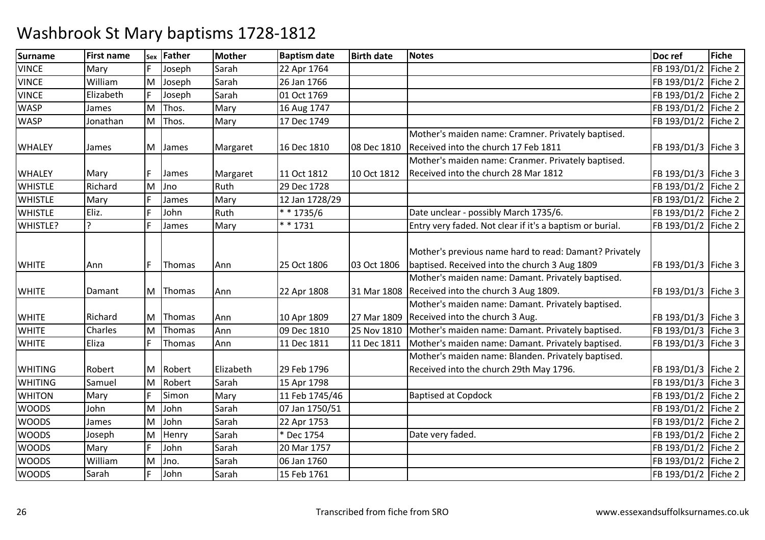# Washbrook St Mary baptisms 1728-1812

| Surname | First name | Sex | Father | Mother | Baptism date | Birth date | Notes | Doc ref | Fiche |
|---|---|---|---|---|---|---|---|---|---|
| VINCE | Mary | F | Joseph | Sarah | 22 Apr 1764 | | | FB 193/D1/2 | Fiche 2 |
| VINCE | William | M | Joseph | Sarah | 26 Jan 1766 | | | FB 193/D1/2 | Fiche 2 |
| VINCE | Elizabeth | F | Joseph | Sarah | 01 Oct 1769 | | | FB 193/D1/2 | Fiche 2 |
| WASP | James | M | Thos. | Mary | 16 Aug 1747 | | | FB 193/D1/2 | Fiche 2 |
| WASP | Jonathan | M | Thos. | Mary | 17 Dec 1749 | | | FB 193/D1/2 | Fiche 2 |
| WHALEY | James | M | James | Margaret | 16 Dec 1810 | 08 Dec 1810 | Mother's maiden name: Cramner. Privately baptised. Received into the church 17 Feb 1811 | FB 193/D1/3 | Fiche 3 |
| WHALEY | Mary | F | James | Margaret | 11 Oct 1812 | 10 Oct 1812 | Mother's maiden name: Cranmer. Privately baptised. Received into the church 28 Mar 1812 | FB 193/D1/3 | Fiche 3 |
| WHISTLE | Richard | M | Jno | Ruth | 29 Dec 1728 | | | FB 193/D1/2 | Fiche 2 |
| WHISTLE | Mary | F | James | Mary | 12 Jan 1728/29 | | | FB 193/D1/2 | Fiche 2 |
| WHISTLE | Eliz. | F | John | Ruth | * * 1735/6 | | Date unclear - possibly March 1735/6. | FB 193/D1/2 | Fiche 2 |
| WHISTLE? | ? | F | James | Mary | * * 1731 | | Entry very faded. Not clear if it's a baptism or burial. | FB 193/D1/2 | Fiche 2 |
| WHITE | Ann | F | Thomas | Ann | 25 Oct 1806 | 03 Oct 1806 | Mother's previous name hard to read: Damant? Privately baptised. Received into the church 3 Aug 1809 | FB 193/D1/3 | Fiche 3 |
| WHITE | Damant | M | Thomas | Ann | 22 Apr 1808 | 31 Mar 1808 | Mother's maiden name: Damant. Privately baptised. Received into the church 3 Aug 1809. | FB 193/D1/3 | Fiche 3 |
| WHITE | Richard | M | Thomas | Ann | 10 Apr 1809 | 27 Mar 1809 | Mother's maiden name: Damant. Privately baptised. Received into the church 3 Aug. | FB 193/D1/3 | Fiche 3 |
| WHITE | Charles | M | Thomas | Ann | 09 Dec 1810 | 25 Nov 1810 | Mother's maiden name: Damant. Privately baptised. | FB 193/D1/3 | Fiche 3 |
| WHITE | Eliza | F | Thomas | Ann | 11 Dec 1811 | 11 Dec 1811 | Mother's maiden name: Damant. Privately baptised. | FB 193/D1/3 | Fiche 3 |
| WHITING | Robert | M | Robert | Elizabeth | 29 Feb 1796 | | Mother's maiden name: Blanden. Privately baptised. Received into the church 29th May 1796. | FB 193/D1/3 | Fiche 2 |
| WHITING | Samuel | M | Robert | Sarah | 15 Apr 1798 | | | FB 193/D1/3 | Fiche 3 |
| WHITON | Mary | F | Simon | Mary | 11 Feb 1745/46 | | Baptised at Copdock | FB 193/D1/2 | Fiche 2 |
| WOODS | John | M | John | Sarah | 07 Jan 1750/51 | | | FB 193/D1/2 | Fiche 2 |
| WOODS | James | M | John | Sarah | 22 Apr 1753 | | | FB 193/D1/2 | Fiche 2 |
| WOODS | Joseph | M | Henry | Sarah | * Dec 1754 | | Date very faded. | FB 193/D1/2 | Fiche 2 |
| WOODS | Mary | F | John | Sarah | 20 Mar 1757 | | | FB 193/D1/2 | Fiche 2 |
| WOODS | William | M | Jno. | Sarah | 06 Jan 1760 | | | FB 193/D1/2 | Fiche 2 |
| WOODS | Sarah | F | John | Sarah | 15 Feb 1761 | | | FB 193/D1/2 | Fiche 2 |

Transcribed from fiche from SRO

www.essexandsuffolksurnames.co.uk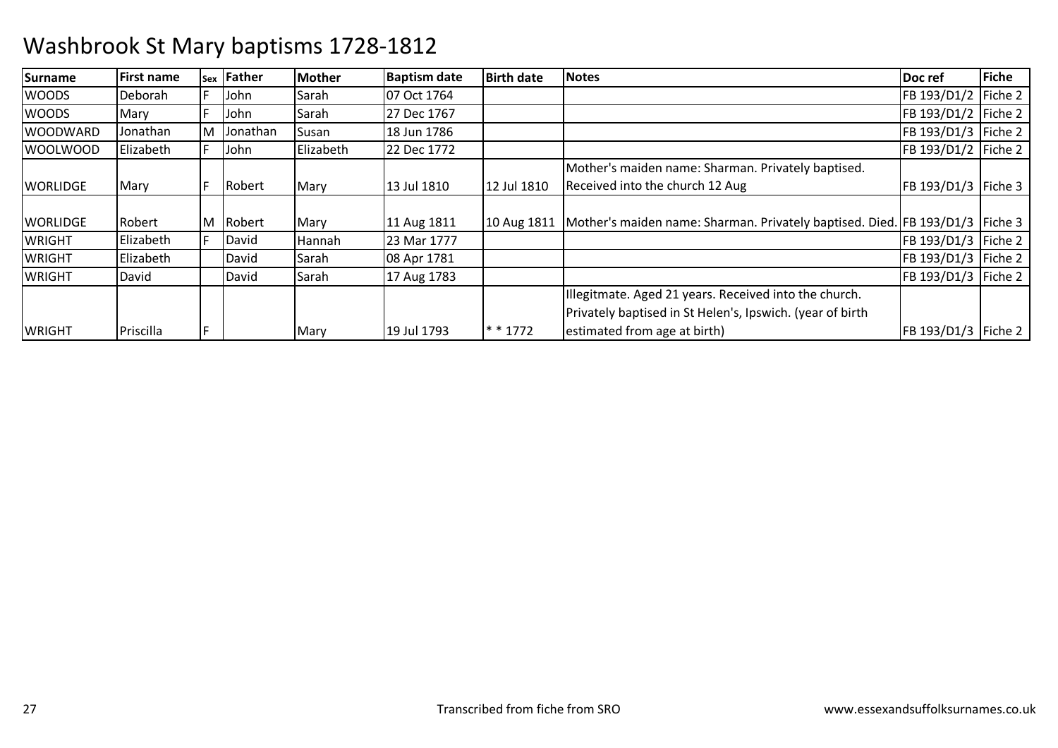# Washbrook St Mary baptisms 1728-1812

| Surname | First name | Sex | Father | Mother | Baptism date | Birth date | Notes | Doc ref | Fiche |
|---|---|---|---|---|---|---|---|---|---|
| WOODS | Deborah | F | John | Sarah | 07 Oct 1764 | | | FB 193/D1/2 | Fiche 2 |
| WOODS | Mary | F | John | Sarah | 27 Dec 1767 | | | FB 193/D1/2 | Fiche 2 |
| WOODWARD | Jonathan | M | Jonathan | Susan | 18 Jun 1786 | | | FB 193/D1/3 | Fiche 2 |
| WOOLWOOD | Elizabeth | F | John | Elizabeth | 22 Dec 1772 | | | FB 193/D1/2 | Fiche 2 |
| WORLIDGE | Mary | F | Robert | Mary | 13 Jul 1810 | 12 Jul 1810 | Mother's maiden name: Sharman. Privately baptised. Received into the church 12 Aug | FB 193/D1/3 | Fiche 3 |
| WORLIDGE | Robert | M | Robert | Mary | 11 Aug 1811 | 10 Aug 1811 | Mother's maiden name: Sharman. Privately baptised. Died. | FB 193/D1/3 | Fiche 3 |
| WRIGHT | Elizabeth | F | David | Hannah | 23 Mar 1777 | | | FB 193/D1/3 | Fiche 2 |
| WRIGHT | Elizabeth | | David | Sarah | 08 Apr 1781 | | | FB 193/D1/3 | Fiche 2 |
| WRIGHT | David | | David | Sarah | 17 Aug 1783 | | | FB 193/D1/3 | Fiche 2 |
| WRIGHT | Priscilla | F | | Mary | 19 Jul 1793 | * * 1772 | Illegitmate. Aged 21 years. Received into the church. Privately baptised in St Helen's, Ipswich. (year of birth estimated from age at birth) | FB 193/D1/3 | Fiche 2 |

Transcribed from fiche from SRO

www.essexandsuffolksurnames.co.uk